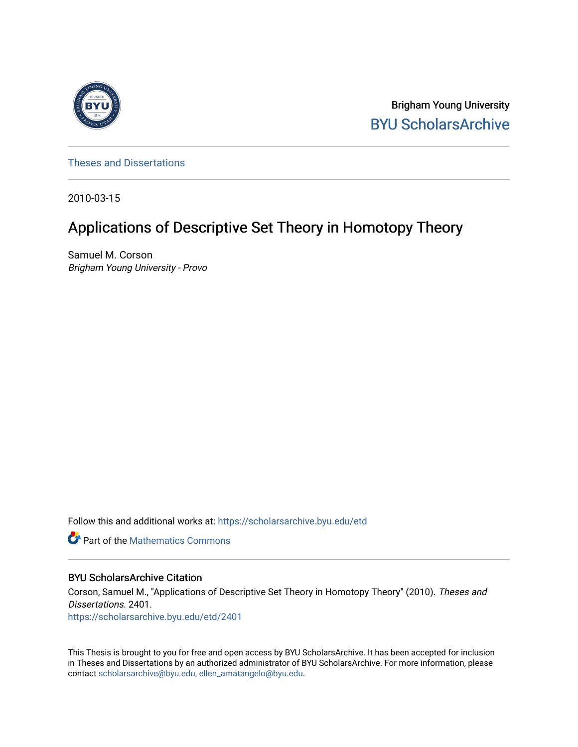Brigham Young University

BYU ScholarsArchive

Theses and Dissertations

2010-03-15

# Applications of Descriptive Set Theory in Homotopy Theory

Samuel M. Corson

*Brigham Young University - Provo*

Follow this and additional works at: https://scholarsarchive.byu.edu/etd

Part of the Mathematics Commons

## BYU ScholarsArchive Citation

Corson, Samuel M., "Applications of Descriptive Set Theory in Homotopy Theory" (2010). *Theses and Dissertations*. 2401.

https://scholarsarchive.byu.edu/etd/2401

This Thesis is brought to you for free and open access by BYU ScholarsArchive. It has been accepted for inclusion in Theses and Dissertations by an authorized administrator of BYU ScholarsArchive. For more information, please contact scholarsarchive@byu.edu, ellen_amatangelo@byu.edu.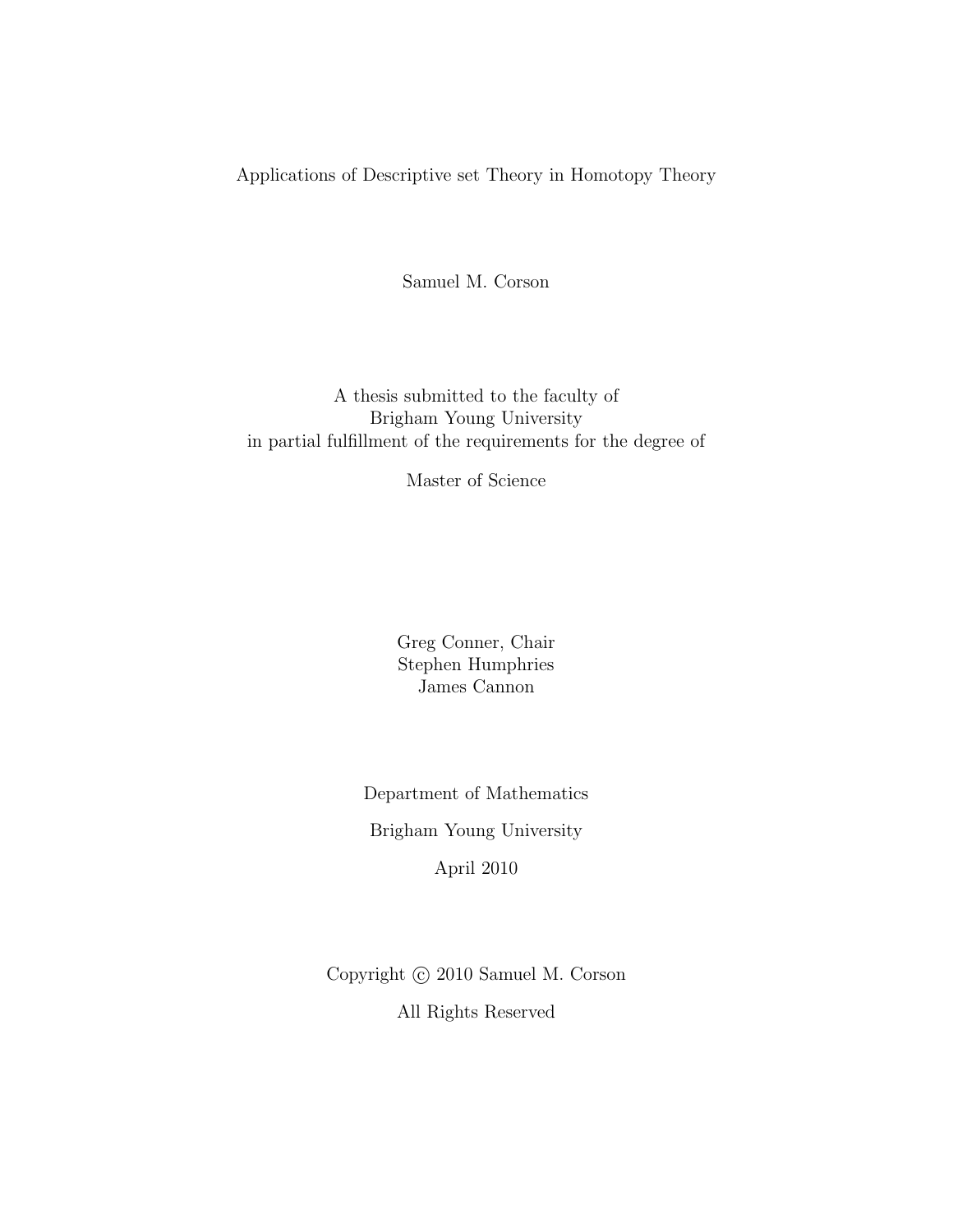Applications of Descriptive set Theory in Homotopy Theory

Samuel M. Corson

A thesis submitted to the faculty of
Brigham Young University
in partial fulfillment of the requirements for the degree of

Master of Science

Greg Conner, Chair
Stephen Humphries
James Cannon

Department of Mathematics

Brigham Young University

April 2010

Copyright © 2010 Samuel M. Corson

All Rights Reserved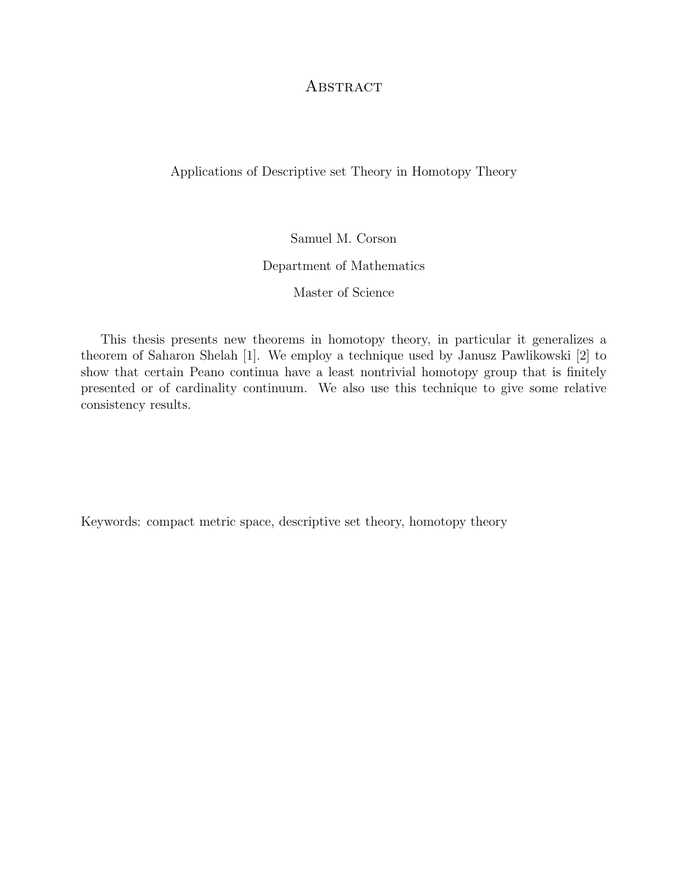# Abstract

Applications of Descriptive set Theory in Homotopy Theory

Samuel M. Corson

Department of Mathematics

Master of Science

This thesis presents new theorems in homotopy theory, in particular it generalizes a theorem of Saharon Shelah [1]. We employ a technique used by Janusz Pawlikowski [2] to show that certain Peano continua have a least nontrivial homotopy group that is finitely presented or of cardinality continuum. We also use this technique to give some relative consistency results.

Keywords: compact metric space, descriptive set theory, homotopy theory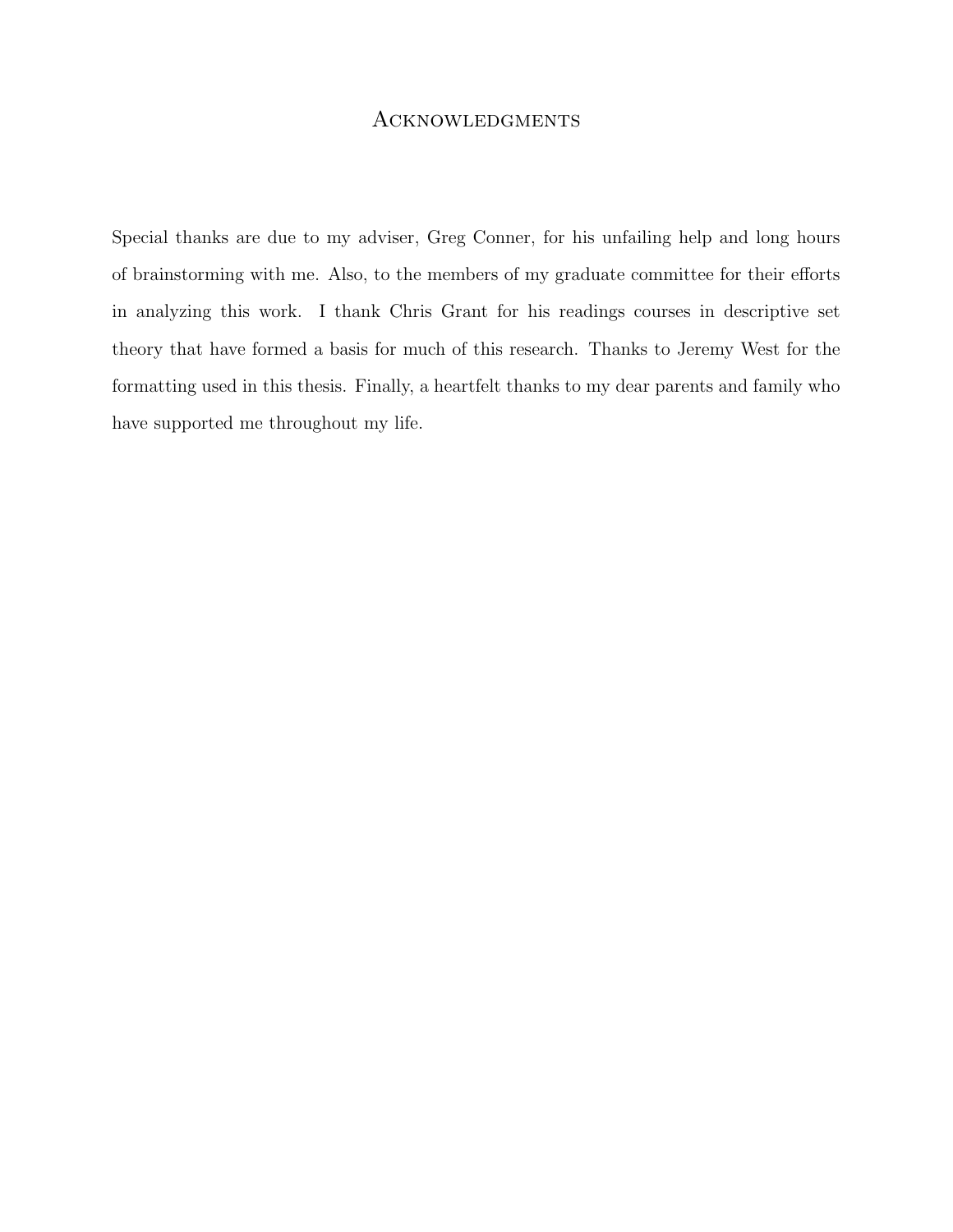# Acknowledgments

Special thanks are due to my adviser, Greg Conner, for his unfailing help and long hours of brainstorming with me. Also, to the members of my graduate committee for their efforts in analyzing this work. I thank Chris Grant for his readings courses in descriptive set theory that have formed a basis for much of this research. Thanks to Jeremy West for the formatting used in this thesis. Finally, a heartfelt thanks to my dear parents and family who have supported me throughout my life.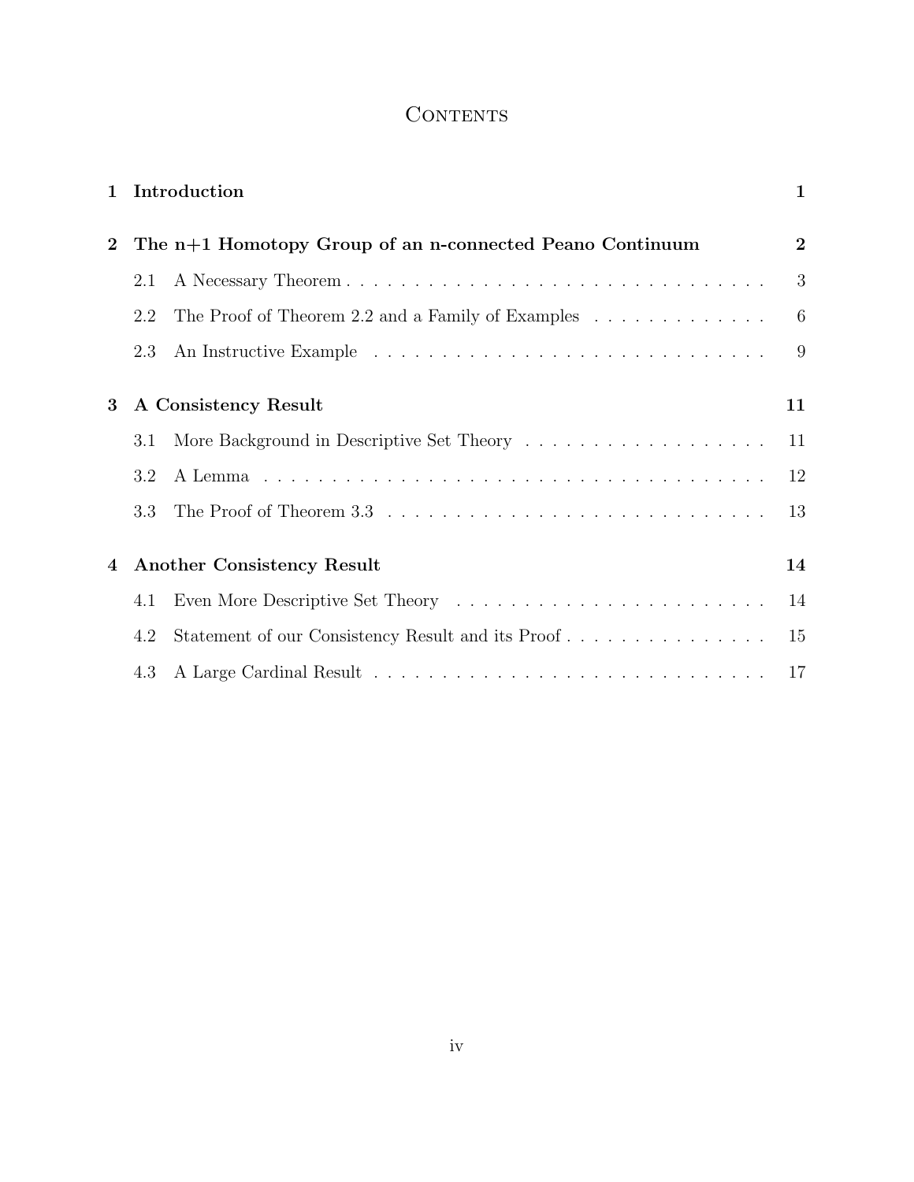# Contents

| | | |
|---|---|---|
| **1** | **Introduction** | **1** |
| **2** | **The n+1 Homotopy Group of an n-connected Peano Continuum** | **2** |
| | 2.1 A Necessary Theorem | 3 |
| | 2.2 The Proof of Theorem 2.2 and a Family of Examples | 6 |
| | 2.3 An Instructive Example | 9 |
| **3** | **A Consistency Result** | **11** |
| | 3.1 More Background in Descriptive Set Theory | 11 |
| | 3.2 A Lemma | 12 |
| | 3.3 The Proof of Theorem 3.3 | 13 |
| **4** | **Another Consistency Result** | **14** |
| | 4.1 Even More Descriptive Set Theory | 14 |
| | 4.2 Statement of our Consistency Result and its Proof | 15 |
| | 4.3 A Large Cardinal Result | 17 |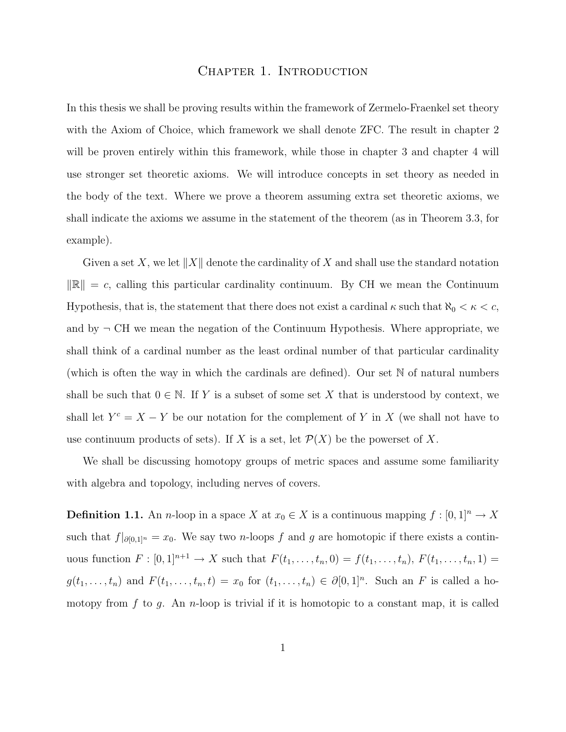# Chapter 1. Introduction

In this thesis we shall be proving results within the framework of Zermelo-Fraenkel set theory with the Axiom of Choice, which framework we shall denote ZFC. The result in chapter 2 will be proven entirely within this framework, while those in chapter 3 and chapter 4 will use stronger set theoretic axioms. We will introduce concepts in set theory as needed in the body of the text. Where we prove a theorem assuming extra set theoretic axioms, we shall indicate the axioms we assume in the statement of the theorem (as in Theorem 3.3, for example).

Given a set $X$, we let $\|X\|$ denote the cardinality of $X$ and shall use the standard notation $\|\mathbb{R}\| = c$, calling this particular cardinality continuum. By CH we mean the Continuum Hypothesis, that is, the statement that there does not exist a cardinal $\kappa$ such that $\aleph_0 < \kappa < c$, and by $\neg$ CH we mean the negation of the Continuum Hypothesis. Where appropriate, we shall think of a cardinal number as the least ordinal number of that particular cardinality (which is often the way in which the cardinals are defined). Our set $\mathbb{N}$ of natural numbers shall be such that $0 \in \mathbb{N}$. If $Y$ is a subset of some set $X$ that is understood by context, we shall let $Y^c = X - Y$ be our notation for the complement of $Y$ in $X$ (we shall not have to use continuum products of sets). If $X$ is a set, let $\mathcal{P}(X)$ be the powerset of $X$.

We shall be discussing homotopy groups of metric spaces and assume some familiarity with algebra and topology, including nerves of covers.

**Definition 1.1.** An $n$-loop in a space $X$ at $x_0 \in X$ is a continuous mapping $f : [0,1]^n \to X$ such that $f|_{\partial[0,1]^n} = x_0$. We say two $n$-loops $f$ and $g$ are homotopic if there exists a continuous function $F : [0,1]^{n+1} \to X$ such that $F(t_1, \ldots, t_n, 0) = f(t_1, \ldots, t_n)$, $F(t_1, \ldots, t_n, 1) = g(t_1, \ldots, t_n)$ and $F(t_1, \ldots, t_n, t) = x_0$ for $(t_1, \ldots, t_n) \in \partial[0,1]^n$. Such an $F$ is called a homotopy from $f$ to $g$. An $n$-loop is trivial if it is homotopic to a constant map, it is called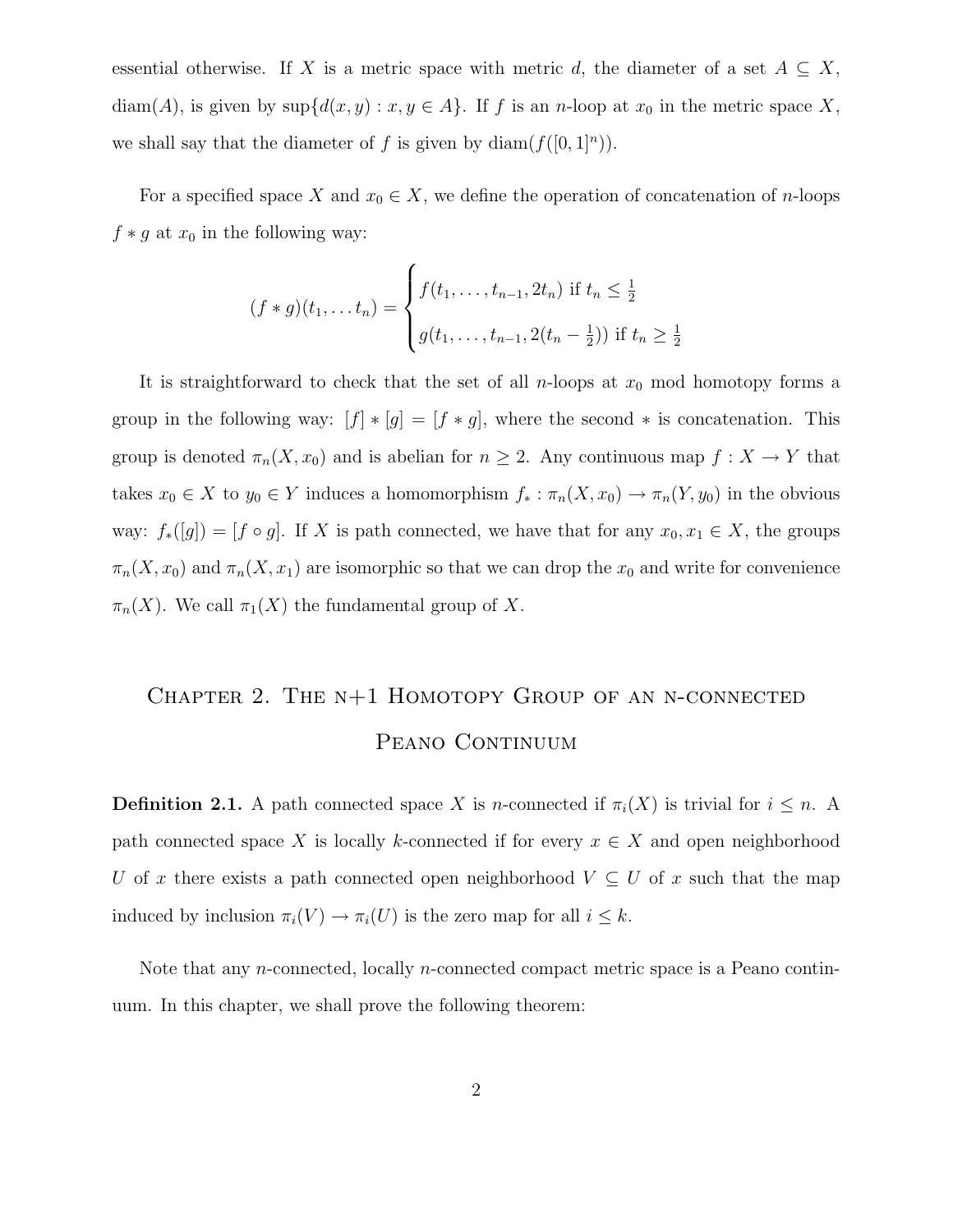essential otherwise. If $X$ is a metric space with metric $d$, the diameter of a set $A \subseteq X$, $\text{diam}(A)$, is given by $\sup\{d(x,y) : x, y \in A\}$. If $f$ is an $n$-loop at $x_0$ in the metric space $X$, we shall say that the diameter of $f$ is given by $\text{diam}(f([0,1]^n))$.

For a specified space $X$ and $x_0 \in X$, we define the operation of concatenation of $n$-loops $f * g$ at $x_0$ in the following way:

$$(f * g)(t_1, \ldots t_n) = \begin{cases} f(t_1, \ldots, t_{n-1}, 2t_n) \text{ if } t_n \leq \frac{1}{2} \\ g(t_1, \ldots, t_{n-1}, 2(t_n - \frac{1}{2})) \text{ if } t_n \geq \frac{1}{2} \end{cases}$$

It is straightforward to check that the set of all $n$-loops at $x_0$ mod homotopy forms a group in the following way: $[f] * [g] = [f * g]$, where the second $*$ is concatenation. This group is denoted $\pi_n(X, x_0)$ and is abelian for $n \geq 2$. Any continuous map $f : X \to Y$ that takes $x_0 \in X$ to $y_0 \in Y$ induces a homomorphism $f_* : \pi_n(X, x_0) \to \pi_n(Y, y_0)$ in the obvious way: $f_*([g]) = [f \circ g]$. If $X$ is path connected, we have that for any $x_0, x_1 \in X$, the groups $\pi_n(X, x_0)$ and $\pi_n(X, x_1)$ are isomorphic so that we can drop the $x_0$ and write for convenience $\pi_n(X)$. We call $\pi_1(X)$ the fundamental group of $X$.

# Chapter 2. The n+1 Homotopy Group of an n-connected Peano Continuum

**Definition 2.1.** A path connected space $X$ is $n$-connected if $\pi_i(X)$ is trivial for $i \leq n$. A path connected space $X$ is locally $k$-connected if for every $x \in X$ and open neighborhood $U$ of $x$ there exists a path connected open neighborhood $V \subseteq U$ of $x$ such that the map induced by inclusion $\pi_i(V) \to \pi_i(U)$ is the zero map for all $i \leq k$.

Note that any $n$-connected, locally $n$-connected compact metric space is a Peano continuum. In this chapter, we shall prove the following theorem: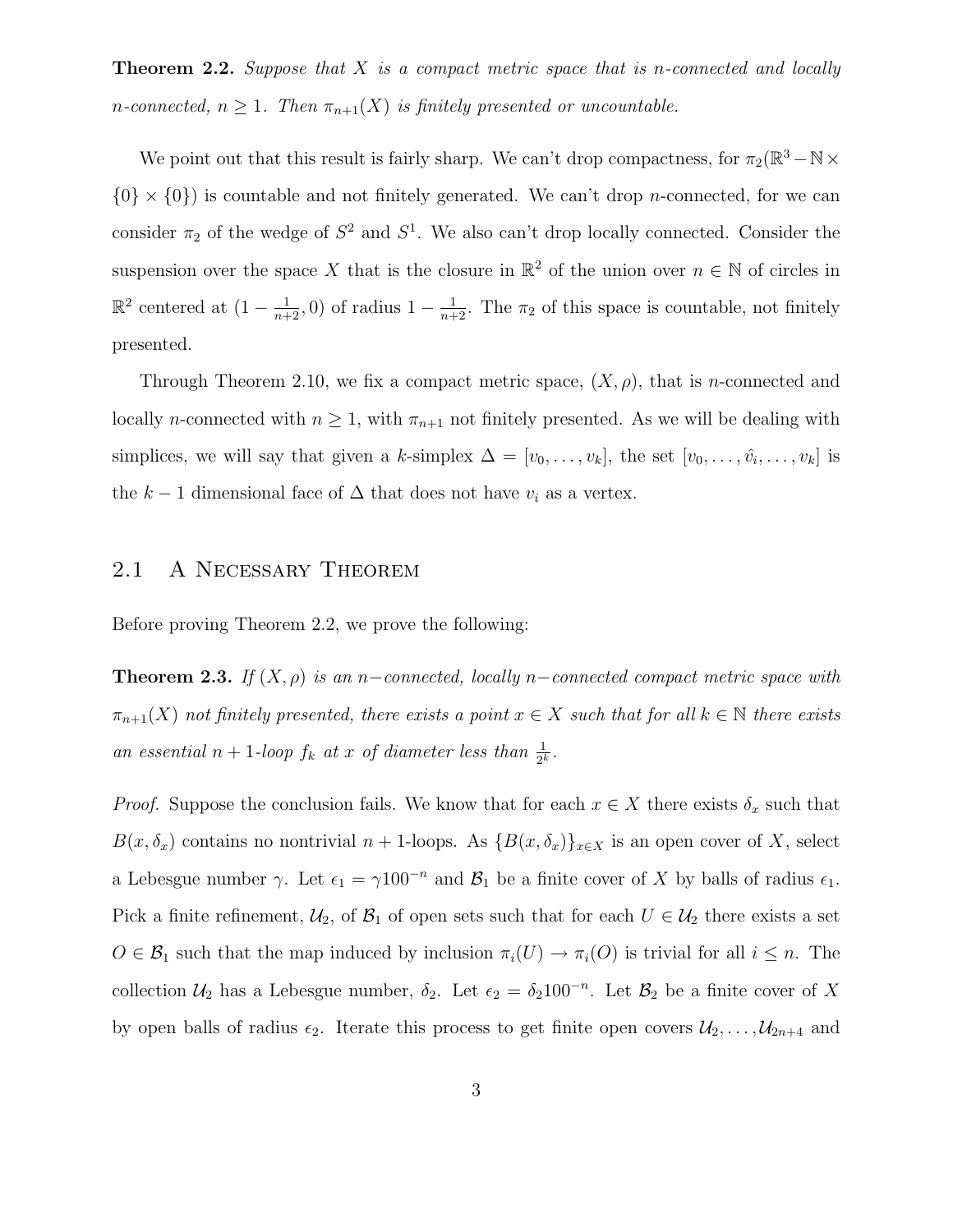**Theorem 2.2.** *Suppose that $X$ is a compact metric space that is $n$-connected and locally $n$-connected, $n \geq 1$. Then $\pi_{n+1}(X)$ is finitely presented or uncountable.*

We point out that this result is fairly sharp. We can't drop compactness, for $\pi_2(\mathbb{R}^3 - \mathbb{N} \times \{0\} \times \{0\})$ is countable and not finitely generated. We can't drop $n$-connected, for we can consider $\pi_2$ of the wedge of $S^2$ and $S^1$. We also can't drop locally connected. Consider the suspension over the space $X$ that is the closure in $\mathbb{R}^2$ of the union over $n \in \mathbb{N}$ of circles in $\mathbb{R}^2$ centered at $(1 - \frac{1}{n+2}, 0)$ of radius $1 - \frac{1}{n+2}$. The $\pi_2$ of this space is countable, not finitely presented.

Through Theorem 2.10, we fix a compact metric space, $(X, \rho)$, that is $n$-connected and locally $n$-connected with $n \geq 1$, with $\pi_{n+1}$ not finitely presented. As we will be dealing with simplices, we will say that given a $k$-simplex $\Delta = [v_0, \ldots, v_k]$, the set $[v_0, \ldots, \hat{v}_i, \ldots, v_k]$ is the $k-1$ dimensional face of $\Delta$ that does not have $v_i$ as a vertex.

## 2.1 A Necessary Theorem

Before proving Theorem 2.2, we prove the following:

**Theorem 2.3.** *If $(X, \rho)$ is an $n-$connected, locally $n-$connected compact metric space with $\pi_{n+1}(X)$ not finitely presented, there exists a point $x \in X$ such that for all $k \in \mathbb{N}$ there exists an essential $n+1$-loop $f_k$ at $x$ of diameter less than $\frac{1}{2^k}$.*

*Proof.* Suppose the conclusion fails. We know that for each $x \in X$ there exists $\delta_x$ such that $B(x, \delta_x)$ contains no nontrivial $n+1$-loops. As $\{B(x, \delta_x)\}_{x \in X}$ is an open cover of $X$, select a Lebesgue number $\gamma$. Let $\epsilon_1 = \gamma 100^{-n}$ and $\mathcal{B}_1$ be a finite cover of $X$ by balls of radius $\epsilon_1$. Pick a finite refinement, $\mathcal{U}_2$, of $\mathcal{B}_1$ of open sets such that for each $U \in \mathcal{U}_2$ there exists a set $O \in \mathcal{B}_1$ such that the map induced by inclusion $\pi_i(U) \to \pi_i(O)$ is trivial for all $i \leq n$. The collection $\mathcal{U}_2$ has a Lebesgue number, $\delta_2$. Let $\epsilon_2 = \delta_2 100^{-n}$. Let $\mathcal{B}_2$ be a finite cover of $X$ by open balls of radius $\epsilon_2$. Iterate this process to get finite open covers $\mathcal{U}_2, \ldots, \mathcal{U}_{2n+4}$ and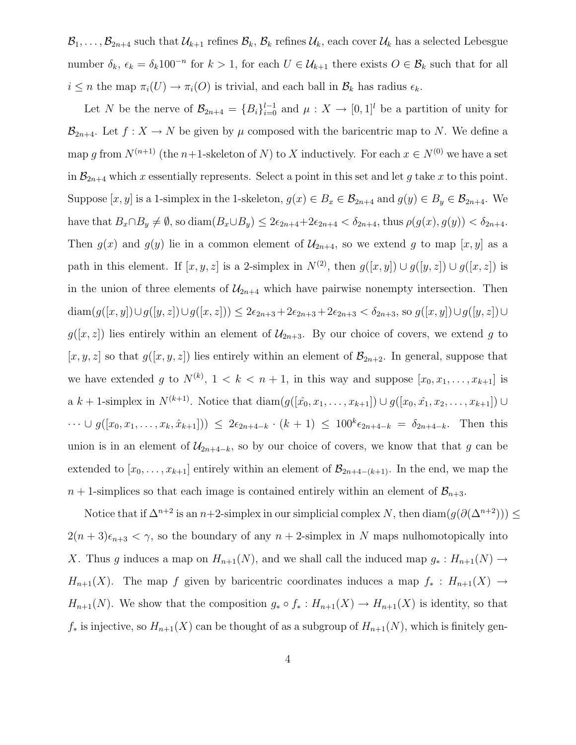$\mathcal{B}_1, \ldots, \mathcal{B}_{2n+4}$ such that $\mathcal{U}_{k+1}$ refines $\mathcal{B}_k$, $\mathcal{B}_k$ refines $\mathcal{U}_k$, each cover $\mathcal{U}_k$ has a selected Lebesgue number $\delta_k$, $\epsilon_k = \delta_k 100^{-n}$ for $k > 1$, for each $U \in \mathcal{U}_{k+1}$ there exists $O \in \mathcal{B}_k$ such that for all $i \leq n$ the map $\pi_i(U) \to \pi_i(O)$ is trivial, and each ball in $\mathcal{B}_k$ has radius $\epsilon_k$.

Let $N$ be the nerve of $\mathcal{B}_{2n+4} = \{B_i\}_{i=0}^{l-1}$ and $\mu : X \to [0,1]^l$ be a partition of unity for $\mathcal{B}_{2n+4}$. Let $f : X \to N$ be given by $\mu$ composed with the baricentric map to $N$. We define a map $g$ from $N^{(n+1)}$ (the $n$+1-skeleton of $N$) to $X$ inductively. For each $x \in N^{(0)}$ we have a set in $\mathcal{B}_{2n+4}$ which $x$ essentially represents. Select a point in this set and let $g$ take $x$ to this point. Suppose $[x, y]$ is a 1-simplex in the 1-skeleton, $g(x) \in B_x \in \mathcal{B}_{2n+4}$ and $g(y) \in B_y \in \mathcal{B}_{2n+4}$. We have that $B_x \cap B_y \neq \emptyset$, so $\operatorname{diam}(B_x \cup B_y) \leq 2\epsilon_{2n+4} + 2\epsilon_{2n+4} < \delta_{2n+4}$, thus $\rho(g(x), g(y)) < \delta_{2n+4}$. Then $g(x)$ and $g(y)$ lie in a common element of $\mathcal{U}_{2n+4}$, so we extend $g$ to map $[x, y]$ as a path in this element. If $[x, y, z]$ is a 2-simplex in $N^{(2)}$, then $g([x, y]) \cup g([y, z]) \cup g([x, z])$ is in the union of three elements of $\mathcal{U}_{2n+4}$ which have pairwise nonempty intersection. Then $\operatorname{diam}(g([x, y]) \cup g([y, z]) \cup g([x, z])) \leq 2\epsilon_{2n+3} + 2\epsilon_{2n+3} + 2\epsilon_{2n+3} < \delta_{2n+3}$, so $g([x, y]) \cup g([y, z]) \cup g([x, z])$ lies entirely within an element of $\mathcal{U}_{2n+3}$. By our choice of covers, we extend $g$ to $[x, y, z]$ so that $g([x, y, z])$ lies entirely within an element of $\mathcal{B}_{2n+2}$. In general, suppose that we have extended $g$ to $N^{(k)}$, $1 < k < n + 1$, in this way and suppose $[x_0, x_1, \ldots, x_{k+1}]$ is a $k + 1$-simplex in $N^{(k+1)}$. Notice that $\operatorname{diam}(g([\hat{x_0}, x_1, \ldots, x_{k+1}]) \cup g([x_0, \hat{x_1}, x_2, \ldots, x_{k+1}]) \cup \cdots \cup g([x_0, x_1, \ldots, x_k, \hat{x}_{k+1}])) \leq 2\epsilon_{2n+4-k} \cdot (k + 1) \leq 100^k \epsilon_{2n+4-k} = \delta_{2n+4-k}$. Then this union is in an element of $\mathcal{U}_{2n+4-k}$, so by our choice of covers, we know that that $g$ can be extended to $[x_0, \ldots, x_{k+1}]$ entirely within an element of $\mathcal{B}_{2n+4-(k+1)}$. In the end, we map the $n + 1$-simplices so that each image is contained entirely within an element of $\mathcal{B}_{n+3}$.

Notice that if $\Delta^{n+2}$ is an $n$+2-simplex in our simplicial complex $N$, then $\operatorname{diam}(g(\partial(\Delta^{n+2}))) \leq 2(n + 3)\epsilon_{n+3} < \gamma$, so the boundary of any $n + 2$-simplex in $N$ maps nulhomotopically into $X$. Thus $g$ induces a map on $H_{n+1}(N)$, and we shall call the induced map $g_* : H_{n+1}(N) \to H_{n+1}(X)$. The map $f$ given by baricentric coordinates induces a map $f_* : H_{n+1}(X) \to H_{n+1}(N)$. We show that the composition $g_* \circ f_* : H_{n+1}(X) \to H_{n+1}(X)$ is identity, so that $f_*$ is injective, so $H_{n+1}(X)$ can be thought of as a subgroup of $H_{n+1}(N)$, which is finitely gen-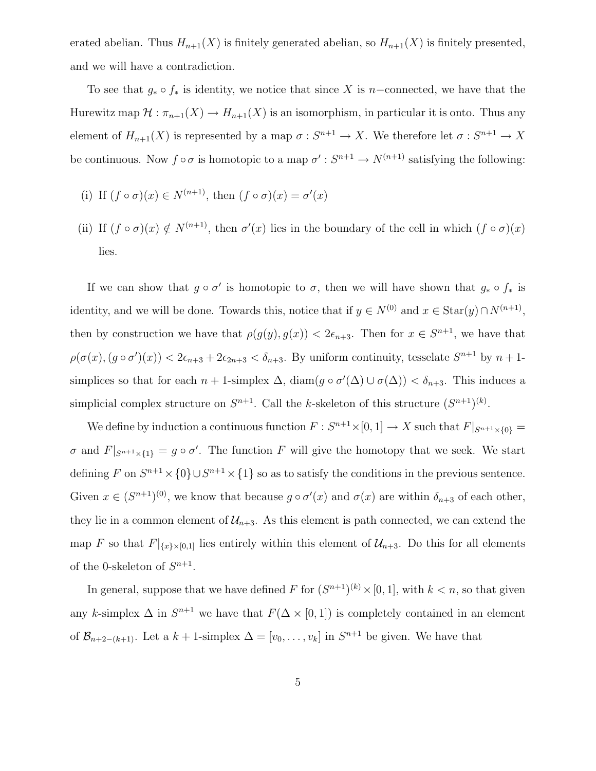erated abelian. Thus $H_{n+1}(X)$ is finitely generated abelian, so $H_{n+1}(X)$ is finitely presented, and we will have a contradiction.

To see that $g_* \circ f_*$ is identity, we notice that since $X$ is $n-$connected, we have that the Hurewitz map $\mathcal{H} : \pi_{n+1}(X) \to H_{n+1}(X)$ is an isomorphism, in particular it is onto. Thus any element of $H_{n+1}(X)$ is represented by a map $\sigma : S^{n+1} \to X$. We therefore let $\sigma : S^{n+1} \to X$ be continuous. Now $f \circ \sigma$ is homotopic to a map $\sigma' : S^{n+1} \to N^{(n+1)}$ satisfying the following:

(i) If $(f \circ \sigma)(x) \in N^{(n+1)}$, then $(f \circ \sigma)(x) = \sigma'(x)$

(ii) If $(f \circ \sigma)(x) \notin N^{(n+1)}$, then $\sigma'(x)$ lies in the boundary of the cell in which $(f \circ \sigma)(x)$ lies.

If we can show that $g \circ \sigma'$ is homotopic to $\sigma$, then we will have shown that $g_* \circ f_*$ is identity, and we will be done. Towards this, notice that if $y \in N^{(0)}$ and $x \in \text{Star}(y) \cap N^{(n+1)}$, then by construction we have that $\rho(g(y), g(x)) < 2\epsilon_{n+3}$. Then for $x \in S^{n+1}$, we have that $\rho(\sigma(x), (g \circ \sigma')(x)) < 2\epsilon_{n+3} + 2\epsilon_{2n+3} < \delta_{n+3}$. By uniform continuity, tesselate $S^{n+1}$ by $n+1$-simplices so that for each $n+1$-simplex $\Delta$, $\text{diam}(g \circ \sigma'(\Delta) \cup \sigma(\Delta)) < \delta_{n+3}$. This induces a simplicial complex structure on $S^{n+1}$. Call the $k$-skeleton of this structure $(S^{n+1})^{(k)}$.

We define by induction a continuous function $F : S^{n+1} \times [0,1] \to X$ such that $F|_{S^{n+1} \times \{0\}} = \sigma$ and $F|_{S^{n+1} \times \{1\}} = g \circ \sigma'$. The function $F$ will give the homotopy that we seek. We start defining $F$ on $S^{n+1} \times \{0\} \cup S^{n+1} \times \{1\}$ so as to satisfy the conditions in the previous sentence. Given $x \in (S^{n+1})^{(0)}$, we know that because $g \circ \sigma'(x)$ and $\sigma(x)$ are within $\delta_{n+3}$ of each other, they lie in a common element of $\mathcal{U}_{n+3}$. As this element is path connected, we can extend the map $F$ so that $F|_{\{x\} \times [0,1]}$ lies entirely within this element of $\mathcal{U}_{n+3}$. Do this for all elements of the 0-skeleton of $S^{n+1}$.

In general, suppose that we have defined $F$ for $(S^{n+1})^{(k)} \times [0,1]$, with $k < n$, so that given any $k$-simplex $\Delta$ in $S^{n+1}$ we have that $F(\Delta \times [0,1])$ is completely contained in an element of $\mathcal{B}_{n+2-(k+1)}$. Let a $k+1$-simplex $\Delta = [v_0, \ldots, v_k]$ in $S^{n+1}$ be given. We have that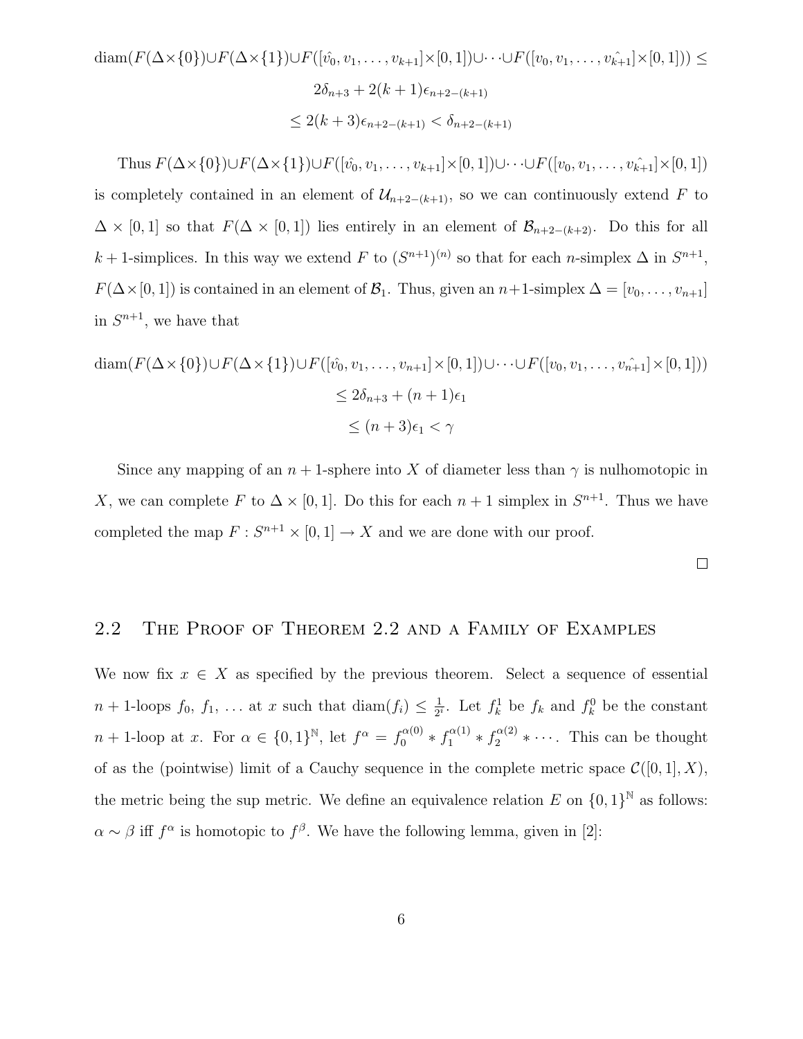$$\operatorname{diam}(F(\Delta\times\{0\})\cup F(\Delta\times\{1\})\cup F([\hat{v_0},v_1,\ldots,v_{k+1}]\times[0,1])\cup\cdots\cup F([v_0,v_1,\ldots,\hat{v_{k+1}}]\times[0,1])) \leq$$

$$2\delta_{n+3}+2(k+1)\epsilon_{n+2-(k+1)}$$

$$\leq 2(k+3)\epsilon_{n+2-(k+1)} < \delta_{n+2-(k+1)}$$

Thus $F(\Delta\times\{0\})\cup F(\Delta\times\{1\})\cup F([\hat{v_0},v_1,\ldots,v_{k+1}]\times[0,1])\cup\cdots\cup F([v_0,v_1,\ldots,\hat{v_{k+1}}]\times[0,1])$ is completely contained in an element of $\mathcal{U}_{n+2-(k+1)}$, so we can continuously extend $F$ to $\Delta\times[0,1]$ so that $F(\Delta\times[0,1])$ lies entirely in an element of $\mathcal{B}_{n+2-(k+2)}$. Do this for all $k+1$-simplices. In this way we extend $F$ to $(S^{n+1})^{(n)}$ so that for each $n$-simplex $\Delta$ in $S^{n+1}$, $F(\Delta\times[0,1])$ is contained in an element of $\mathcal{B}_1$. Thus, given an $n+1$-simplex $\Delta=[v_0,\ldots,v_{n+1}]$ in $S^{n+1}$, we have that

$$\operatorname{diam}(F(\Delta\times\{0\})\cup F(\Delta\times\{1\})\cup F([\hat{v_0},v_1,\ldots,v_{n+1}]\times[0,1])\cup\cdots\cup F([v_0,v_1,\ldots,\hat{v_{n+1}}]\times[0,1]))$$

$$\leq 2\delta_{n+3}+(n+1)\epsilon_1$$

$$\leq (n+3)\epsilon_1 < \gamma$$

Since any mapping of an $n+1$-sphere into $X$ of diameter less than $\gamma$ is nulhomotopic in $X$, we can complete $F$ to $\Delta\times[0,1]$. Do this for each $n+1$ simplex in $S^{n+1}$. Thus we have completed the map $F: S^{n+1}\times[0,1]\to X$ and we are done with our proof.

□

## 2.2 The Proof of Theorem 2.2 and a Family of Examples

We now fix $x\in X$ as specified by the previous theorem. Select a sequence of essential $n+1$-loops $f_0$, $f_1$, ... at $x$ such that $\operatorname{diam}(f_i)\leq\frac{1}{2^i}$. Let $f_k^1$ be $f_k$ and $f_k^0$ be the constant $n+1$-loop at $x$. For $\alpha\in\{0,1\}^{\mathbb{N}}$, let $f^\alpha=f_0^{\alpha(0)}*f_1^{\alpha(1)}*f_2^{\alpha(2)}*\cdots$. This can be thought of as the (pointwise) limit of a Cauchy sequence in the complete metric space $\mathcal{C}([0,1],X)$, the metric being the sup metric. We define an equivalence relation $E$ on $\{0,1\}^{\mathbb{N}}$ as follows: $\alpha\sim\beta$ iff $f^\alpha$ is homotopic to $f^\beta$. We have the following lemma, given in [2]: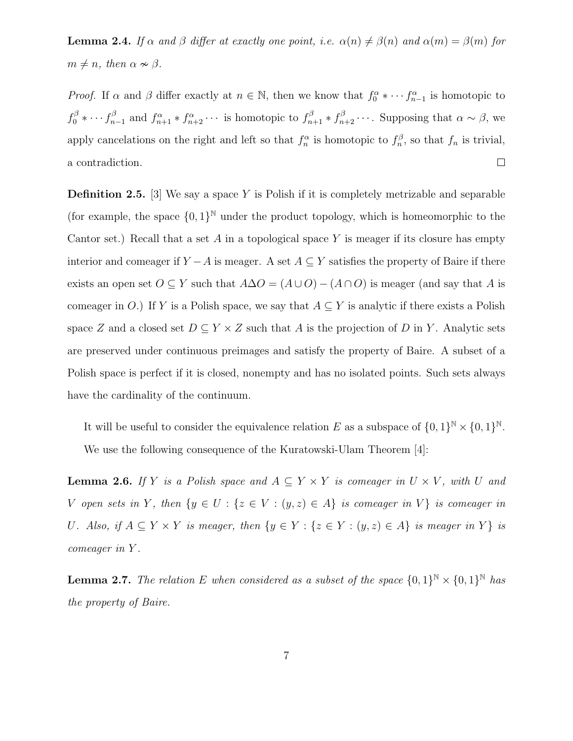**Lemma 2.4.** *If $\alpha$ and $\beta$ differ at exactly one point, i.e. $\alpha(n) \neq \beta(n)$ and $\alpha(m) = \beta(m)$ for $m \neq n$, then $\alpha \nsim \beta$.*

*Proof.* If $\alpha$ and $\beta$ differ exactly at $n \in \mathbb{N}$, then we know that $f_0^\alpha * \cdots f_{n-1}^\alpha$ is homotopic to $f_0^\beta * \cdots f_{n-1}^\beta$ and $f_{n+1}^\alpha * f_{n+2}^\alpha \cdots$ is homotopic to $f_{n+1}^\beta * f_{n+2}^\beta \cdots$. Supposing that $\alpha \sim \beta$, we apply cancelations on the right and left so that $f_n^\alpha$ is homotopic to $f_n^\beta$, so that $f_n$ is trivial, a contradiction. $\square$

**Definition 2.5.** [3] We say a space $Y$ is Polish if it is completely metrizable and separable (for example, the space $\{0,1\}^{\mathbb{N}}$ under the product topology, which is homeomorphic to the Cantor set.) Recall that a set $A$ in a topological space $Y$ is meager if its closure has empty interior and comeager if $Y - A$ is meager. A set $A \subseteq Y$ satisfies the property of Baire if there exists an open set $O \subseteq Y$ such that $A \Delta O = (A \cup O) - (A \cap O)$ is meager (and say that $A$ is comeager in $O$.) If $Y$ is a Polish space, we say that $A \subseteq Y$ is analytic if there exists a Polish space $Z$ and a closed set $D \subseteq Y \times Z$ such that $A$ is the projection of $D$ in $Y$. Analytic sets are preserved under continuous preimages and satisfy the property of Baire. A subset of a Polish space is perfect if it is closed, nonempty and has no isolated points. Such sets always have the cardinality of the continuum.

It will be useful to consider the equivalence relation $E$ as a subspace of $\{0,1\}^{\mathbb{N}} \times \{0,1\}^{\mathbb{N}}$.

We use the following consequence of the Kuratowski-Ulam Theorem [4]:

**Lemma 2.6.** *If $Y$ is a Polish space and $A \subseteq Y \times Y$ is comeager in $U \times V$, with $U$ and $V$ open sets in $Y$, then $\{y \in U : \{z \in V : (y,z) \in A\}$ is comeager in $V\}$ is comeager in $U$. Also, if $A \subseteq Y \times Y$ is meager, then $\{y \in Y : \{z \in Y : (y,z) \in A\}$ is meager in $Y\}$ is comeager in $Y$.*

**Lemma 2.7.** *The relation $E$ when considered as a subset of the space $\{0,1\}^{\mathbb{N}} \times \{0,1\}^{\mathbb{N}}$ has the property of Baire.*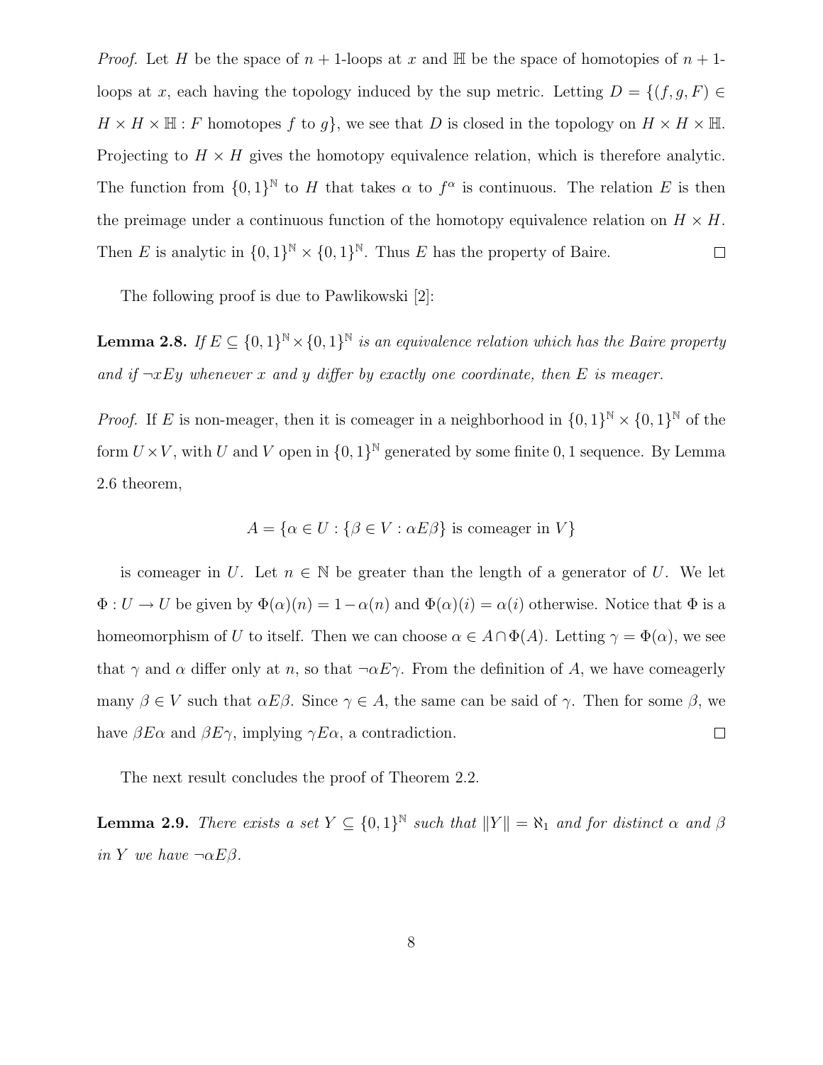*Proof.* Let $H$ be the space of $n+1$-loops at $x$ and $\mathbb{H}$ be the space of homotopies of $n+1$-loops at $x$, each having the topology induced by the sup metric. Letting $D = \{(f, g, F) \in H \times H \times \mathbb{H} : F \text{ homotopes } f \text{ to } g\}$, we see that $D$ is closed in the topology on $H \times H \times \mathbb{H}$. Projecting to $H \times H$ gives the homotopy equivalence relation, which is therefore analytic. The function from $\{0,1\}^{\mathbb{N}}$ to $H$ that takes $\alpha$ to $f^\alpha$ is continuous. The relation $E$ is then the preimage under a continuous function of the homotopy equivalence relation on $H \times H$. Then $E$ is analytic in $\{0,1\}^{\mathbb{N}} \times \{0,1\}^{\mathbb{N}}$. Thus $E$ has the property of Baire. $\square$

The following proof is due to Pawlikowski [2]:

**Lemma 2.8.** *If $E \subseteq \{0,1\}^{\mathbb{N}} \times \{0,1\}^{\mathbb{N}}$ is an equivalence relation which has the Baire property and if $\neg xEy$ whenever $x$ and $y$ differ by exactly one coordinate, then $E$ is meager.*

*Proof.* If $E$ is non-meager, then it is comeager in a neighborhood in $\{0,1\}^{\mathbb{N}} \times \{0,1\}^{\mathbb{N}}$ of the form $U \times V$, with $U$ and $V$ open in $\{0,1\}^{\mathbb{N}}$ generated by some finite $0,1$ sequence. By Lemma 2.6 theorem,

$$A = \{\alpha \in U : \{\beta \in V : \alpha E \beta\} \text{ is comeager in } V\}$$

is comeager in $U$. Let $n \in \mathbb{N}$ be greater than the length of a generator of $U$. We let $\Phi : U \to U$ be given by $\Phi(\alpha)(n) = 1 - \alpha(n)$ and $\Phi(\alpha)(i) = \alpha(i)$ otherwise. Notice that $\Phi$ is a homeomorphism of $U$ to itself. Then we can choose $\alpha \in A \cap \Phi(A)$. Letting $\gamma = \Phi(\alpha)$, we see that $\gamma$ and $\alpha$ differ only at $n$, so that $\neg \alpha E \gamma$. From the definition of $A$, we have comeagerly many $\beta \in V$ such that $\alpha E \beta$. Since $\gamma \in A$, the same can be said of $\gamma$. Then for some $\beta$, we have $\beta E \alpha$ and $\beta E \gamma$, implying $\gamma E \alpha$, a contradiction. $\square$

The next result concludes the proof of Theorem 2.2.

**Lemma 2.9.** *There exists a set $Y \subseteq \{0,1\}^{\mathbb{N}}$ such that $\|Y\| = \aleph_1$ and for distinct $\alpha$ and $\beta$ in $Y$ we have $\neg \alpha E \beta$.*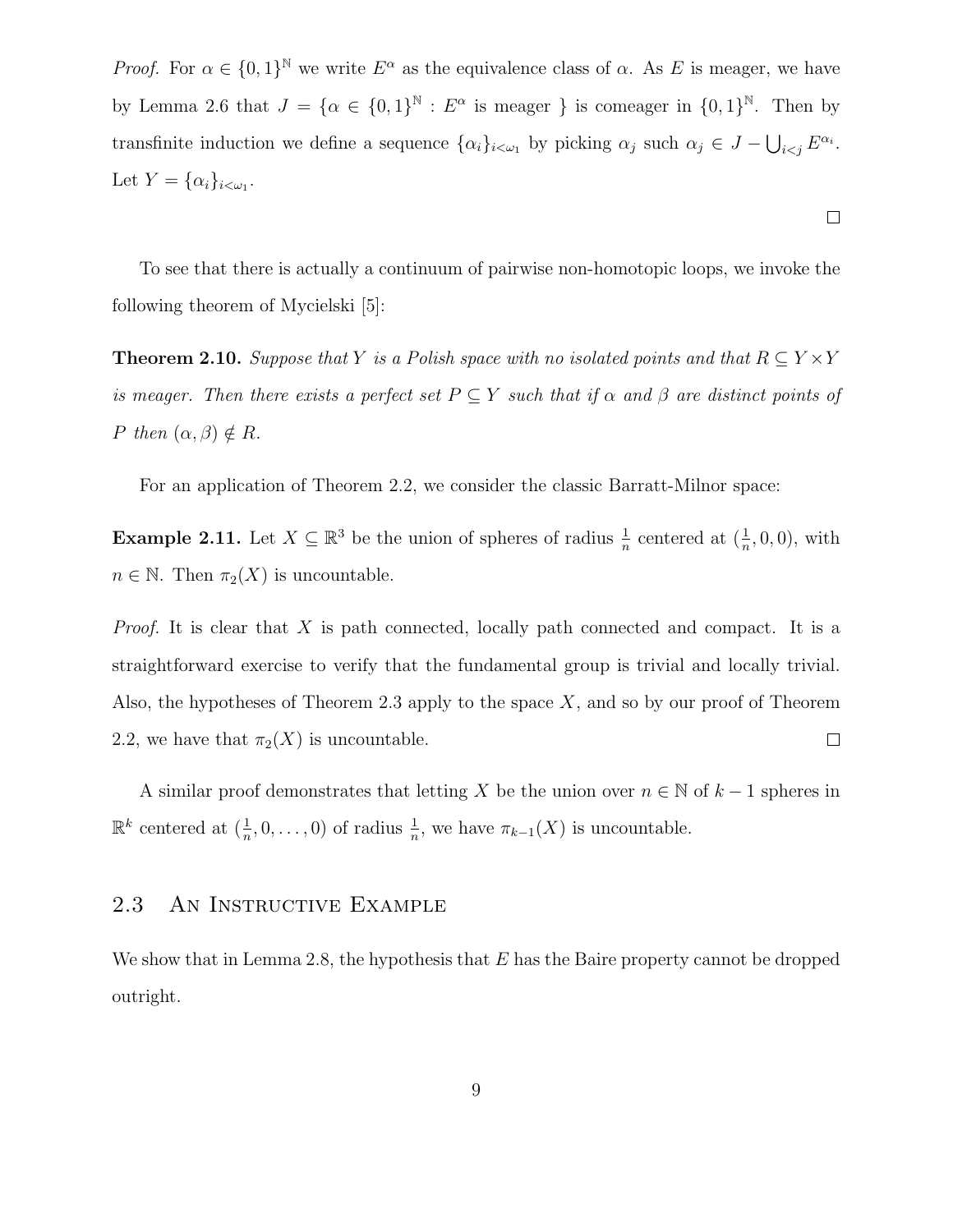*Proof.* For $\alpha \in \{0,1\}^{\mathbb{N}}$ we write $E^{\alpha}$ as the equivalence class of $\alpha$. As $E$ is meager, we have by Lemma 2.6 that $J = \{\alpha \in \{0,1\}^{\mathbb{N}} : E^{\alpha} \text{ is meager }\}$ is comeager in $\{0,1\}^{\mathbb{N}}$. Then by transfinite induction we define a sequence $\{\alpha_i\}_{i<\omega_1}$ by picking $\alpha_j$ such $\alpha_j \in J - \bigcup_{i<j} E^{\alpha_i}$. Let $Y = \{\alpha_i\}_{i<\omega_1}$.

□

To see that there is actually a continuum of pairwise non-homotopic loops, we invoke the following theorem of Mycielski [5]:

**Theorem 2.10.** *Suppose that $Y$ is a Polish space with no isolated points and that $R \subseteq Y \times Y$ is meager. Then there exists a perfect set $P \subseteq Y$ such that if $\alpha$ and $\beta$ are distinct points of $P$ then $(\alpha, \beta) \notin R$.*

For an application of Theorem 2.2, we consider the classic Barratt-Milnor space:

**Example 2.11.** Let $X \subseteq \mathbb{R}^3$ be the union of spheres of radius $\frac{1}{n}$ centered at $(\frac{1}{n}, 0, 0)$, with $n \in \mathbb{N}$. Then $\pi_2(X)$ is uncountable.

*Proof.* It is clear that $X$ is path connected, locally path connected and compact. It is a straightforward exercise to verify that the fundamental group is trivial and locally trivial. Also, the hypotheses of Theorem 2.3 apply to the space $X$, and so by our proof of Theorem 2.2, we have that $\pi_2(X)$ is uncountable. □

A similar proof demonstrates that letting $X$ be the union over $n \in \mathbb{N}$ of $k-1$ spheres in $\mathbb{R}^k$ centered at $(\frac{1}{n}, 0, \ldots, 0)$ of radius $\frac{1}{n}$, we have $\pi_{k-1}(X)$ is uncountable.

## 2.3 An Instructive Example

We show that in Lemma 2.8, the hypothesis that $E$ has the Baire property cannot be dropped outright.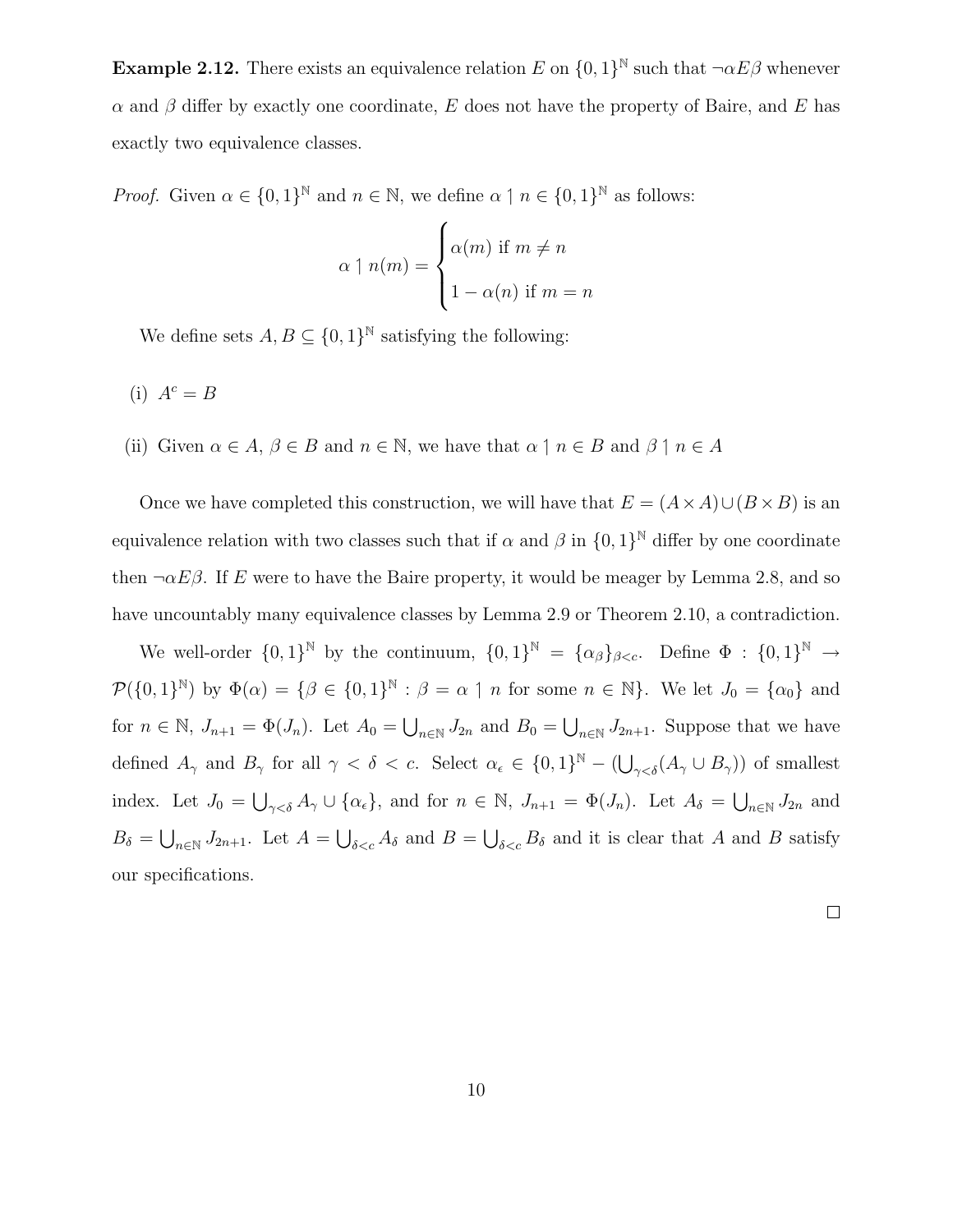**Example 2.12.** There exists an equivalence relation $E$ on $\{0,1\}^{\mathbb{N}}$ such that $\neg \alpha E \beta$ whenever $\alpha$ and $\beta$ differ by exactly one coordinate, $E$ does not have the property of Baire, and $E$ has exactly two equivalence classes.

*Proof.* Given $\alpha \in \{0,1\}^{\mathbb{N}}$ and $n \in \mathbb{N}$, we define $\alpha \upharpoonleft n \in \{0,1\}^{\mathbb{N}}$ as follows:

$$\alpha \upharpoonleft n(m) = \begin{cases} \alpha(m) \text{ if } m \neq n \\ 1 - \alpha(n) \text{ if } m = n \end{cases}$$

We define sets $A, B \subseteq \{0,1\}^{\mathbb{N}}$ satisfying the following:

(i) $A^c = B$

(ii) Given $\alpha \in A$, $\beta \in B$ and $n \in \mathbb{N}$, we have that $\alpha \upharpoonleft n \in B$ and $\beta \upharpoonleft n \in A$

Once we have completed this construction, we will have that $E = (A \times A) \cup (B \times B)$ is an equivalence relation with two classes such that if $\alpha$ and $\beta$ in $\{0,1\}^{\mathbb{N}}$ differ by one coordinate then $\neg \alpha E \beta$. If $E$ were to have the Baire property, it would be meager by Lemma 2.8, and so have uncountably many equivalence classes by Lemma 2.9 or Theorem 2.10, a contradiction.

We well-order $\{0,1\}^{\mathbb{N}}$ by the continuum, $\{0,1\}^{\mathbb{N}} = \{\alpha_\beta\}_{\beta < c}$. Define $\Phi : \{0,1\}^{\mathbb{N}} \to \mathcal{P}(\{0,1\}^{\mathbb{N}})$ by $\Phi(\alpha) = \{\beta \in \{0,1\}^{\mathbb{N}} : \beta = \alpha \upharpoonleft n \text{ for some } n \in \mathbb{N}\}$. We let $J_0 = \{\alpha_0\}$ and for $n \in \mathbb{N}$, $J_{n+1} = \Phi(J_n)$. Let $A_0 = \bigcup_{n \in \mathbb{N}} J_{2n}$ and $B_0 = \bigcup_{n \in \mathbb{N}} J_{2n+1}$. Suppose that we have defined $A_\gamma$ and $B_\gamma$ for all $\gamma < \delta < c$. Select $\alpha_\epsilon \in \{0,1\}^{\mathbb{N}} - (\bigcup_{\gamma < \delta}(A_\gamma \cup B_\gamma))$ of smallest index. Let $J_0 = \bigcup_{\gamma < \delta} A_\gamma \cup \{\alpha_\epsilon\}$, and for $n \in \mathbb{N}$, $J_{n+1} = \Phi(J_n)$. Let $A_\delta = \bigcup_{n \in \mathbb{N}} J_{2n}$ and $B_\delta = \bigcup_{n \in \mathbb{N}} J_{2n+1}$. Let $A = \bigcup_{\delta < c} A_\delta$ and $B = \bigcup_{\delta < c} B_\delta$ and it is clear that $A$ and $B$ satisfy our specifications.

$\square$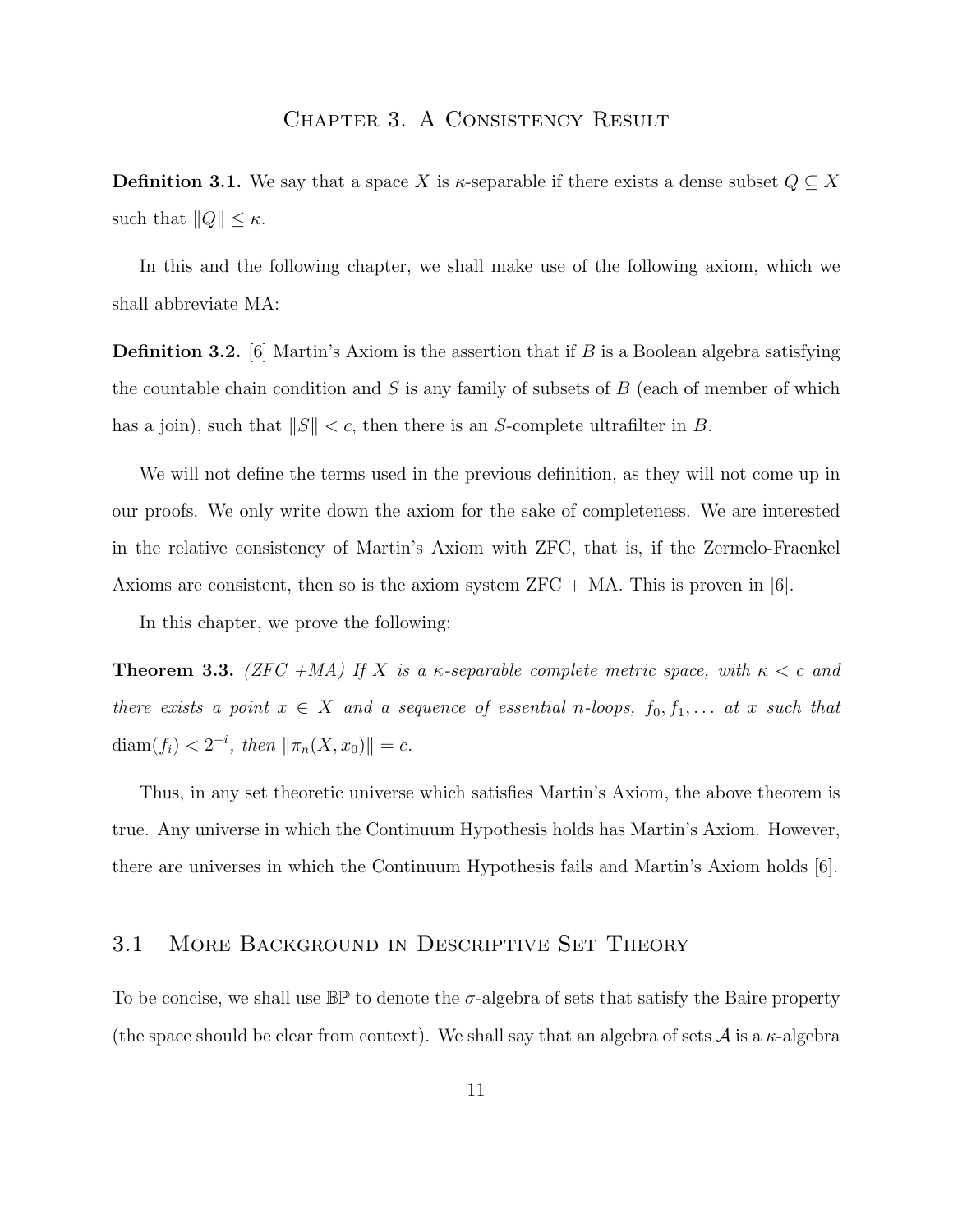# Chapter 3. A Consistency Result

**Definition 3.1.** We say that a space $X$ is $\kappa$-separable if there exists a dense subset $Q \subseteq X$ such that $\|Q\| \leq \kappa$.

In this and the following chapter, we shall make use of the following axiom, which we shall abbreviate MA:

**Definition 3.2.** [6] Martin's Axiom is the assertion that if $B$ is a Boolean algebra satisfying the countable chain condition and $S$ is any family of subsets of $B$ (each of member of which has a join), such that $\|S\| < c$, then there is an $S$-complete ultrafilter in $B$.

We will not define the terms used in the previous definition, as they will not come up in our proofs. We only write down the axiom for the sake of completeness. We are interested in the relative consistency of Martin's Axiom with ZFC, that is, if the Zermelo-Fraenkel Axioms are consistent, then so is the axiom system ZFC + MA. This is proven in [6].

In this chapter, we prove the following:

**Theorem 3.3.** *(ZFC +MA) If $X$ is a $\kappa$-separable complete metric space, with $\kappa < c$ and there exists a point $x \in X$ and a sequence of essential $n$-loops, $f_0, f_1, \ldots$ at $x$ such that $\mathrm{diam}(f_i) < 2^{-i}$, then $\|\pi_n(X, x_0)\| = c$.*

Thus, in any set theoretic universe which satisfies Martin's Axiom, the above theorem is true. Any universe in which the Continuum Hypothesis holds has Martin's Axiom. However, there are universes in which the Continuum Hypothesis fails and Martin's Axiom holds [6].

## 3.1 More Background in Descriptive Set Theory

To be concise, we shall use $\mathbb{BP}$ to denote the $\sigma$-algebra of sets that satisfy the Baire property (the space should be clear from context). We shall say that an algebra of sets $\mathcal{A}$ is a $\kappa$-algebra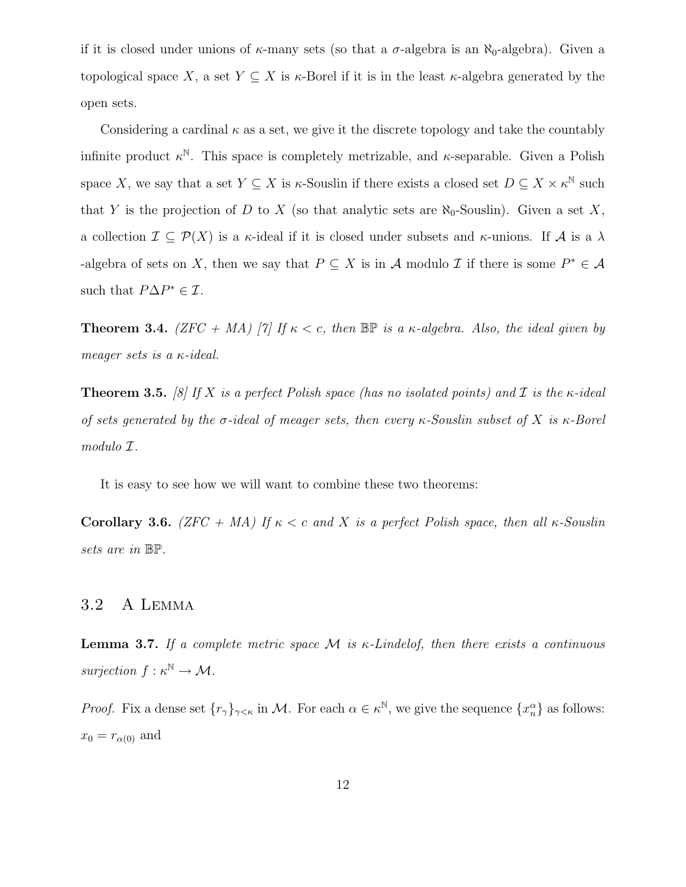if it is closed under unions of $\kappa$-many sets (so that a $\sigma$-algebra is an $\aleph_0$-algebra). Given a topological space $X$, a set $Y \subseteq X$ is $\kappa$-Borel if it is in the least $\kappa$-algebra generated by the open sets.

Considering a cardinal $\kappa$ as a set, we give it the discrete topology and take the countably infinite product $\kappa^{\mathbb{N}}$. This space is completely metrizable, and $\kappa$-separable. Given a Polish space $X$, we say that a set $Y \subseteq X$ is $\kappa$-Souslin if there exists a closed set $D \subseteq X \times \kappa^{\mathbb{N}}$ such that $Y$ is the projection of $D$ to $X$ (so that analytic sets are $\aleph_0$-Souslin). Given a set $X$, a collection $\mathcal{I} \subseteq \mathcal{P}(X)$ is a $\kappa$-ideal if it is closed under subsets and $\kappa$-unions. If $\mathcal{A}$ is a $\lambda$ -algebra of sets on $X$, then we say that $P \subseteq X$ is in $\mathcal{A}$ modulo $\mathcal{I}$ if there is some $P^* \in \mathcal{A}$ such that $P \Delta P^* \in \mathcal{I}$.

**Theorem 3.4.** *(ZFC + MA) [7] If $\kappa < c$, then $\mathbb{BP}$ is a $\kappa$-algebra. Also, the ideal given by meager sets is a $\kappa$-ideal.*

**Theorem 3.5.** *[8] If $X$ is a perfect Polish space (has no isolated points) and $\mathcal{I}$ is the $\kappa$-ideal of sets generated by the $\sigma$-ideal of meager sets, then every $\kappa$-Souslin subset of $X$ is $\kappa$-Borel modulo $\mathcal{I}$.*

It is easy to see how we will want to combine these two theorems:

**Corollary 3.6.** *(ZFC + MA) If $\kappa < c$ and $X$ is a perfect Polish space, then all $\kappa$-Souslin sets are in $\mathbb{BP}$.*

## 3.2 A Lemma

**Lemma 3.7.** *If a complete metric space $\mathcal{M}$ is $\kappa$-Lindelof, then there exists a continuous surjection $f : \kappa^{\mathbb{N}} \to \mathcal{M}$.*

*Proof.* Fix a dense set $\{r_\gamma\}_{\gamma<\kappa}$ in $\mathcal{M}$. For each $\alpha \in \kappa^{\mathbb{N}}$, we give the sequence $\{x_n^\alpha\}$ as follows: $x_0 = r_{\alpha(0)}$ and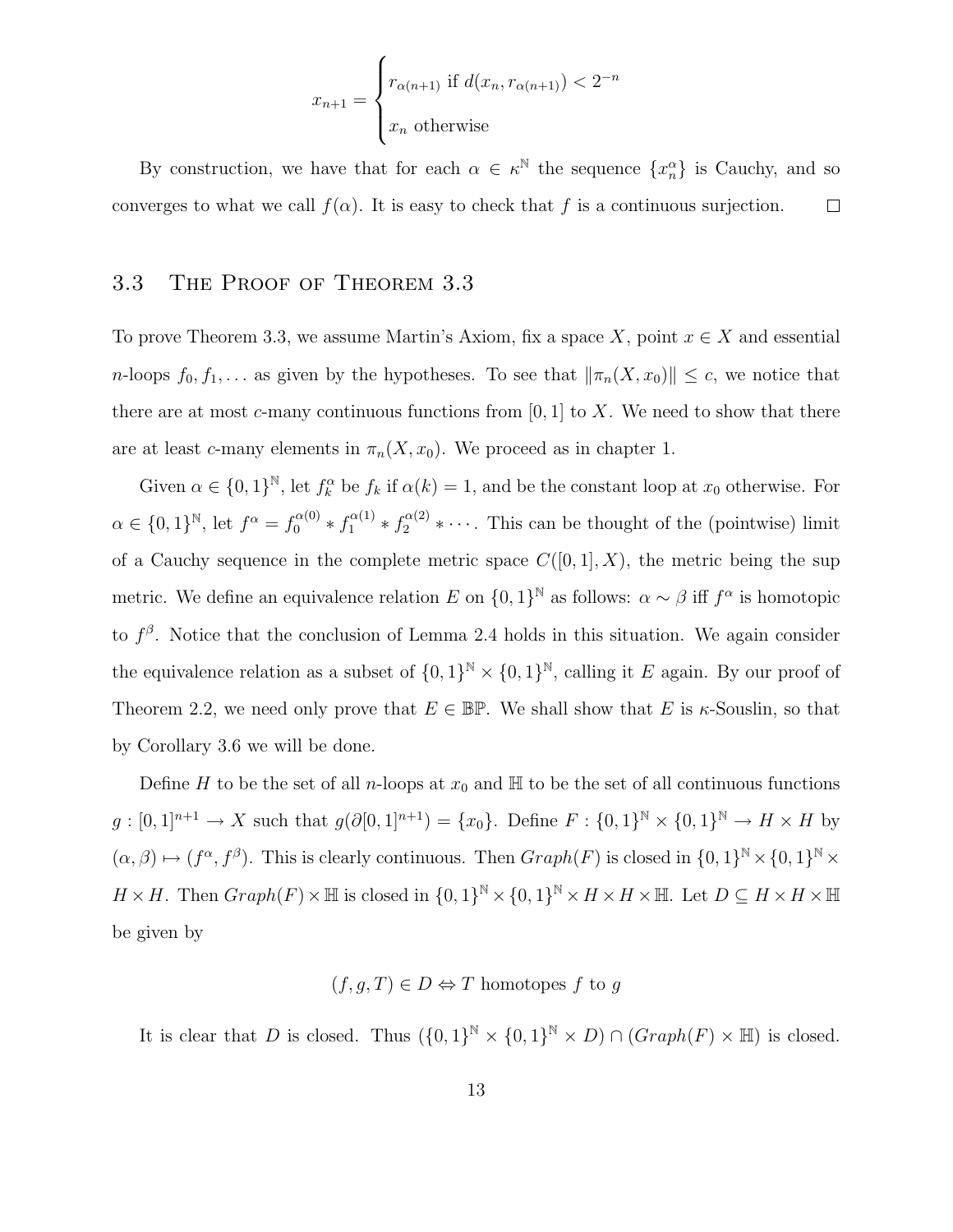$$x_{n+1} = \begin{cases} r_{\alpha(n+1)} \text{ if } d(x_n, r_{\alpha(n+1)}) < 2^{-n} \\ x_n \text{ otherwise} \end{cases}$$

By construction, we have that for each $\alpha \in \kappa^{\mathbb{N}}$ the sequence $\{x_n^\alpha\}$ is Cauchy, and so converges to what we call $f(\alpha)$. It is easy to check that $f$ is a continuous surjection. $\square$

## 3.3 The Proof of Theorem 3.3

To prove Theorem 3.3, we assume Martin's Axiom, fix a space $X$, point $x \in X$ and essential $n$-loops $f_0, f_1, \ldots$ as given by the hypotheses. To see that $\|\pi_n(X, x_0)\| \leq c$, we notice that there are at most $c$-many continuous functions from $[0,1]$ to $X$. We need to show that there are at least $c$-many elements in $\pi_n(X, x_0)$. We proceed as in chapter 1.

Given $\alpha \in \{0,1\}^{\mathbb{N}}$, let $f_k^\alpha$ be $f_k$ if $\alpha(k) = 1$, and be the constant loop at $x_0$ otherwise. For $\alpha \in \{0,1\}^{\mathbb{N}}$, let $f^\alpha = f_0^{\alpha(0)} * f_1^{\alpha(1)} * f_2^{\alpha(2)} * \cdots$. This can be thought of the (pointwise) limit of a Cauchy sequence in the complete metric space $C([0,1], X)$, the metric being the sup metric. We define an equivalence relation $E$ on $\{0,1\}^{\mathbb{N}}$ as follows: $\alpha \sim \beta$ iff $f^\alpha$ is homotopic to $f^\beta$. Notice that the conclusion of Lemma 2.4 holds in this situation. We again consider the equivalence relation as a subset of $\{0,1\}^{\mathbb{N}} \times \{0,1\}^{\mathbb{N}}$, calling it $E$ again. By our proof of Theorem 2.2, we need only prove that $E \in \mathbb{BP}$. We shall show that $E$ is $\kappa$-Souslin, so that by Corollary 3.6 we will be done.

Define $H$ to be the set of all $n$-loops at $x_0$ and $\mathbb{H}$ to be the set of all continuous functions $g : [0,1]^{n+1} \to X$ such that $g(\partial[0,1]^{n+1}) = \{x_0\}$. Define $F : \{0,1\}^{\mathbb{N}} \times \{0,1\}^{\mathbb{N}} \to H \times H$ by $(\alpha, \beta) \mapsto (f^\alpha, f^\beta)$. This is clearly continuous. Then $Graph(F)$ is closed in $\{0,1\}^{\mathbb{N}} \times \{0,1\}^{\mathbb{N}} \times H \times H$. Then $Graph(F) \times \mathbb{H}$ is closed in $\{0,1\}^{\mathbb{N}} \times \{0,1\}^{\mathbb{N}} \times H \times H \times \mathbb{H}$. Let $D \subseteq H \times H \times \mathbb{H}$ be given by

$$(f, g, T) \in D \Leftrightarrow T \text{ homotopes } f \text{ to } g$$

It is clear that $D$ is closed. Thus $(\{0,1\}^{\mathbb{N}} \times \{0,1\}^{\mathbb{N}} \times D) \cap (Graph(F) \times \mathbb{H})$ is closed.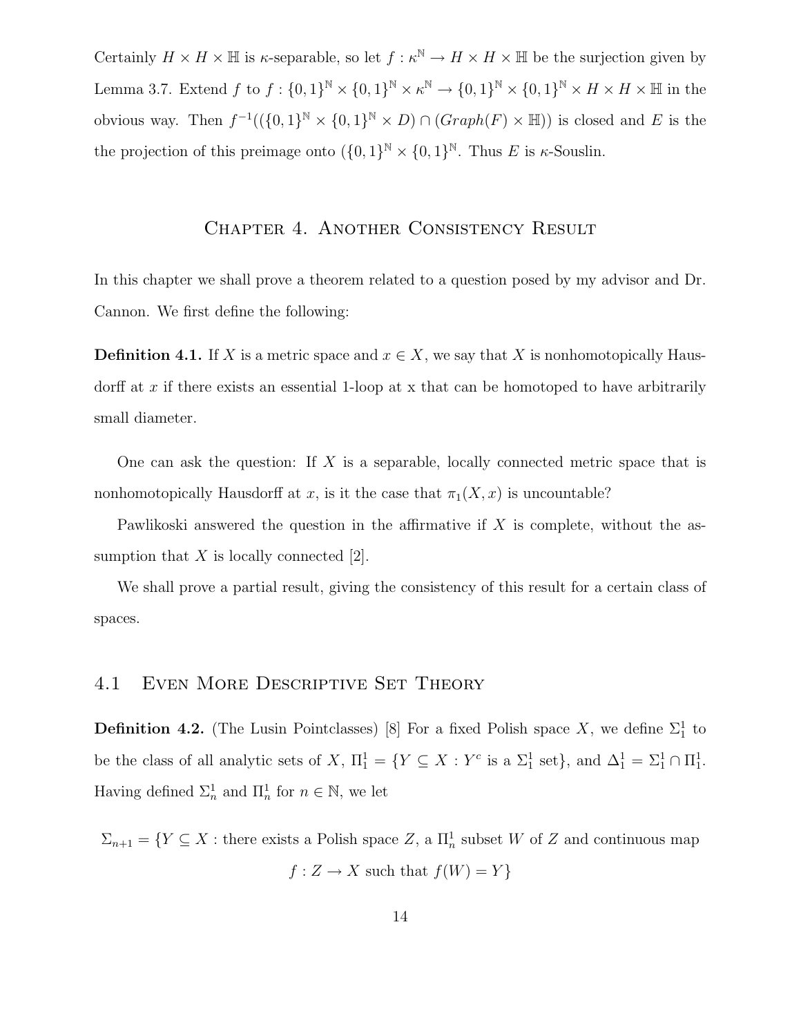Certainly $H \times H \times \mathbb{H}$ is $\kappa$-separable, so let $f : \kappa^{\mathbb{N}} \to H \times H \times \mathbb{H}$ be the surjection given by Lemma 3.7. Extend $f$ to $f : \{0,1\}^{\mathbb{N}} \times \{0,1\}^{\mathbb{N}} \times \kappa^{\mathbb{N}} \to \{0,1\}^{\mathbb{N}} \times \{0,1\}^{\mathbb{N}} \times H \times H \times \mathbb{H}$ in the obvious way. Then $f^{-1}((\{0,1\}^{\mathbb{N}} \times \{0,1\}^{\mathbb{N}} \times D) \cap (Graph(F) \times \mathbb{H}))$ is closed and $E$ is the the projection of this preimage onto $(\{0,1\}^{\mathbb{N}} \times \{0,1\}^{\mathbb{N}}$. Thus $E$ is $\kappa$-Souslin.

# Chapter 4. Another Consistency Result

In this chapter we shall prove a theorem related to a question posed by my advisor and Dr. Cannon. We first define the following:

**Definition 4.1.** If $X$ is a metric space and $x \in X$, we say that $X$ is nonhomotopically Hausdorff at $x$ if there exists an essential 1-loop at x that can be homotoped to have arbitrarily small diameter.

One can ask the question: If $X$ is a separable, locally connected metric space that is nonhomotopically Hausdorff at $x$, is it the case that $\pi_1(X, x)$ is uncountable?

Pawlikoski answered the question in the affirmative if $X$ is complete, without the assumption that $X$ is locally connected [2].

We shall prove a partial result, giving the consistency of this result for a certain class of spaces.

## 4.1 Even More Descriptive Set Theory

**Definition 4.2.** (The Lusin Pointclasses) [8] For a fixed Polish space $X$, we define $\Sigma^1_1$ to be the class of all analytic sets of $X$, $\Pi^1_1 = \{Y \subseteq X : Y^c \text{ is a } \Sigma^1_1 \text{ set}\}$, and $\Delta^1_1 = \Sigma^1_1 \cap \Pi^1_1$. Having defined $\Sigma^1_n$ and $\Pi^1_n$ for $n \in \mathbb{N}$, we let

$$\Sigma_{n+1} = \{Y \subseteq X : \text{there exists a Polish space } Z \text{, a } \Pi^1_n \text{ subset } W \text{ of } Z \text{ and continuous map } f : Z \to X \text{ such that } f(W) = Y\}$$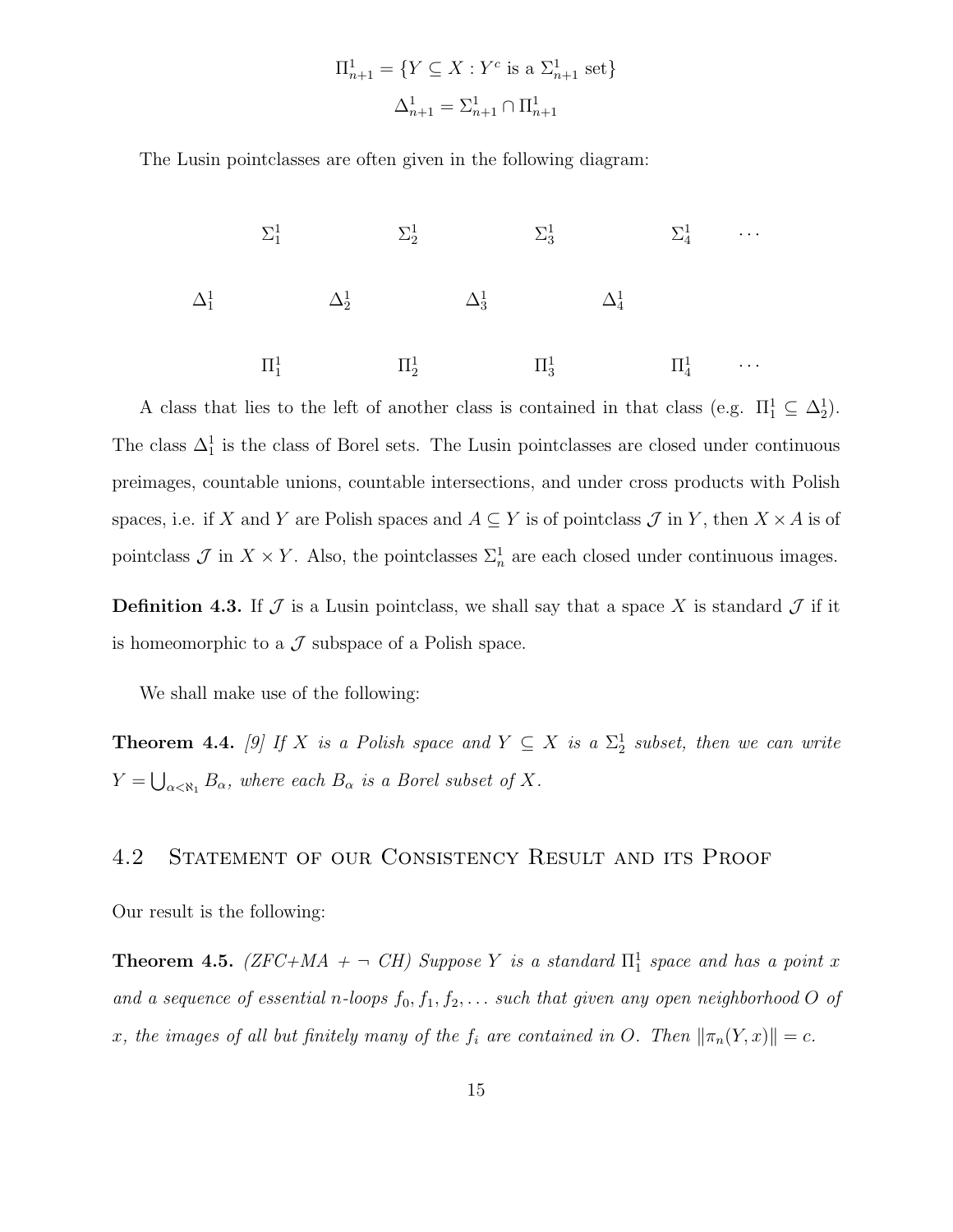$$\Pi^1_{n+1} = \{Y \subseteq X : Y^c \text{ is a } \Sigma^1_{n+1} \text{ set}\}$$

$$\Delta^1_{n+1} = \Sigma^1_{n+1} \cap \Pi^1_{n+1}$$

The Lusin pointclasses are often given in the following diagram:

$$\begin{array}{ccccccccc}
 & \Sigma^1_1 & & \Sigma^1_2 & & \Sigma^1_3 & & \Sigma^1_4 & \cdots \\
\Delta^1_1 & & \Delta^1_2 & & \Delta^1_3 & & \Delta^1_4 & & \\
 & \Pi^1_1 & & \Pi^1_2 & & \Pi^1_3 & & \Pi^1_4 & \cdots
\end{array}$$

A class that lies to the left of another class is contained in that class (e.g. $\Pi^1_1 \subseteq \Delta^1_2$). The class $\Delta^1_1$ is the class of Borel sets. The Lusin pointclasses are closed under continuous preimages, countable unions, countable intersections, and under cross products with Polish spaces, i.e. if $X$ and $Y$ are Polish spaces and $A \subseteq Y$ is of pointclass $\mathcal{J}$ in $Y$, then $X \times A$ is of pointclass $\mathcal{J}$ in $X \times Y$. Also, the pointclasses $\Sigma^1_n$ are each closed under continuous images.

**Definition 4.3.** If $\mathcal{J}$ is a Lusin pointclass, we shall say that a space $X$ is standard $\mathcal{J}$ if it is homeomorphic to a $\mathcal{J}$ subspace of a Polish space.

We shall make use of the following:

**Theorem 4.4.** *[9] If $X$ is a Polish space and $Y \subseteq X$ is a $\Sigma^1_2$ subset, then we can write $Y = \bigcup_{\alpha<\aleph_1} B_\alpha$, where each $B_\alpha$ is a Borel subset of $X$.*

## 4.2 Statement of our Consistency Result and its Proof

Our result is the following:

**Theorem 4.5.** *(ZFC+MA + $\neg$ CH) Suppose $Y$ is a standard $\Pi^1_1$ space and has a point $x$ and a sequence of essential $n$-loops $f_0, f_1, f_2, \ldots$ such that given any open neighborhood $O$ of $x$, the images of all but finitely many of the $f_i$ are contained in $O$. Then $\|\pi_n(Y, x)\| = c$.*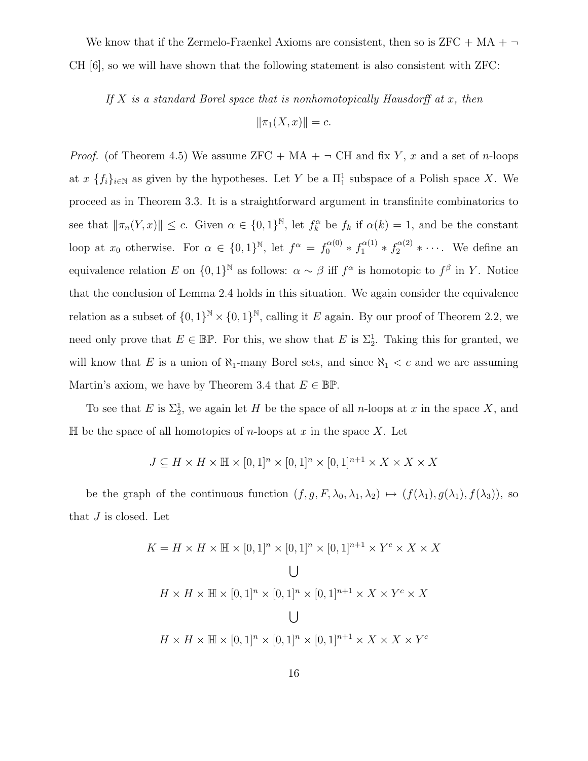We know that if the Zermelo-Fraenkel Axioms are consistent, then so is ZFC + MA + $\neg$ CH [6], so we will have shown that the following statement is also consistent with ZFC:

*If $X$ is a standard Borel space that is nonhomotopically Hausdorff at $x$, then*

$$\|\pi_1(X,x)\| = c.$$

*Proof.* (of Theorem 4.5) We assume ZFC + MA + $\neg$ CH and fix $Y$, $x$ and a set of $n$-loops at $x$ $\{f_i\}_{i\in\mathbb{N}}$ as given by the hypotheses. Let $Y$ be a $\Pi^1_1$ subspace of a Polish space $X$. We proceed as in Theorem 3.3. It is a straightforward argument in transfinite combinatorics to see that $\|\pi_n(Y,x)\| \leq c$. Given $\alpha \in \{0,1\}^{\mathbb{N}}$, let $f^\alpha_k$ be $f_k$ if $\alpha(k) = 1$, and be the constant loop at $x_0$ otherwise. For $\alpha \in \{0,1\}^{\mathbb{N}}$, let $f^\alpha = f_0^{\alpha(0)} * f_1^{\alpha(1)} * f_2^{\alpha(2)} * \cdots$. We define an equivalence relation $E$ on $\{0,1\}^{\mathbb{N}}$ as follows: $\alpha \sim \beta$ iff $f^\alpha$ is homotopic to $f^\beta$ in $Y$. Notice that the conclusion of Lemma 2.4 holds in this situation. We again consider the equivalence relation as a subset of $\{0,1\}^{\mathbb{N}} \times \{0,1\}^{\mathbb{N}}$, calling it $E$ again. By our proof of Theorem 2.2, we need only prove that $E \in \mathbb{BP}$. For this, we show that $E$ is $\Sigma^1_2$. Taking this for granted, we will know that $E$ is a union of $\aleph_1$-many Borel sets, and since $\aleph_1 < c$ and we are assuming Martin's axiom, we have by Theorem 3.4 that $E \in \mathbb{BP}$.

To see that $E$ is $\Sigma^1_2$, we again let $H$ be the space of all $n$-loops at $x$ in the space $X$, and $\mathbb{H}$ be the space of all homotopies of $n$-loops at $x$ in the space $X$. Let

$$J \subseteq H \times H \times \mathbb{H} \times [0,1]^n \times [0,1]^n \times [0,1]^{n+1} \times X \times X \times X$$

be the graph of the continuous function $(f, g, F, \lambda_0, \lambda_1, \lambda_2) \mapsto (f(\lambda_1), g(\lambda_1), f(\lambda_3))$, so that $J$ is closed. Let

$$K = H \times H \times \mathbb{H} \times [0,1]^n \times [0,1]^n \times [0,1]^{n+1} \times Y^c \times X \times X$$
$$\bigcup$$
$$H \times H \times \mathbb{H} \times [0,1]^n \times [0,1]^n \times [0,1]^{n+1} \times X \times Y^c \times X$$
$$\bigcup$$
$$H \times H \times \mathbb{H} \times [0,1]^n \times [0,1]^n \times [0,1]^{n+1} \times X \times X \times Y^c$$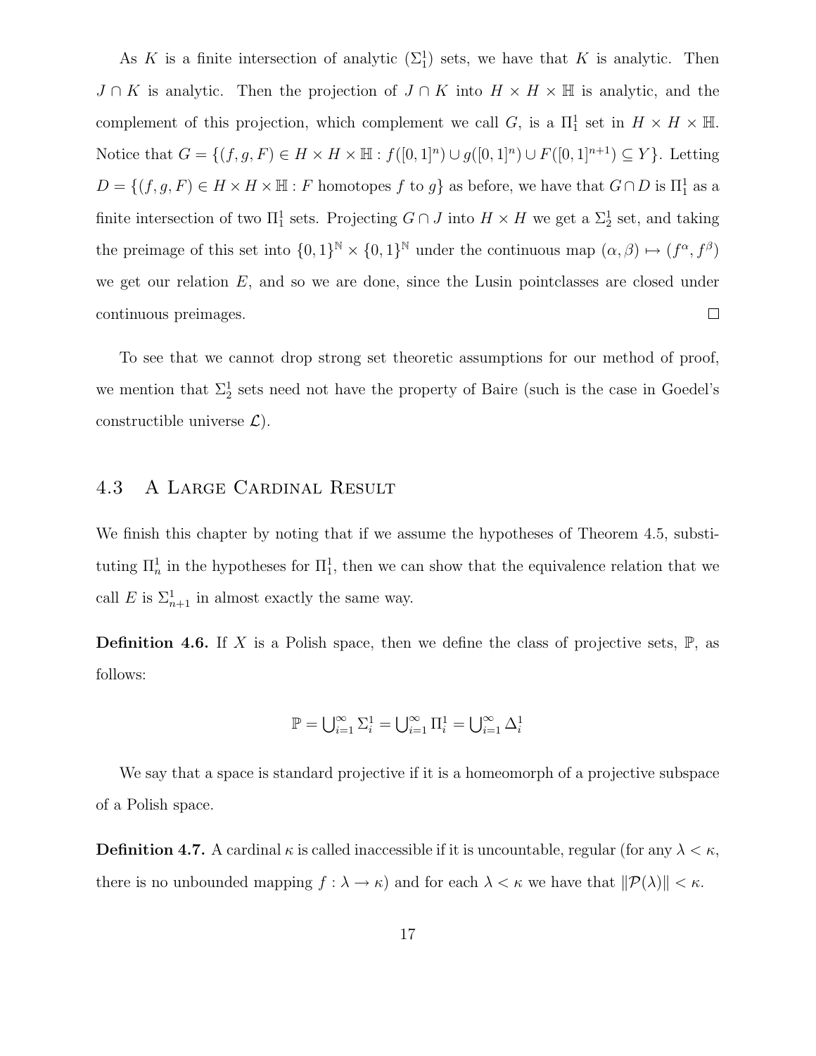As $K$ is a finite intersection of analytic ($\Sigma^1_1$) sets, we have that $K$ is analytic. Then $J \cap K$ is analytic. Then the projection of $J \cap K$ into $H \times H \times \mathbb{H}$ is analytic, and the complement of this projection, which complement we call $G$, is a $\Pi^1_1$ set in $H \times H \times \mathbb{H}$. Notice that $G = \{(f, g, F) \in H \times H \times \mathbb{H} : f([0,1]^n) \cup g([0,1]^n) \cup F([0,1]^{n+1}) \subseteq Y\}$. Letting $D = \{(f, g, F) \in H \times H \times \mathbb{H} : F \text{ homotopes } f \text{ to } g\}$ as before, we have that $G \cap D$ is $\Pi^1_1$ as a finite intersection of two $\Pi^1_1$ sets. Projecting $G \cap J$ into $H \times H$ we get a $\Sigma^1_2$ set, and taking the preimage of this set into $\{0,1\}^{\mathbb{N}} \times \{0,1\}^{\mathbb{N}}$ under the continuous map $(\alpha, \beta) \mapsto (f^\alpha, f^\beta)$ we get our relation $E$, and so we are done, since the Lusin pointclasses are closed under continuous preimages. □

To see that we cannot drop strong set theoretic assumptions for our method of proof, we mention that $\Sigma^1_2$ sets need not have the property of Baire (such is the case in Goedel's constructible universe $\mathcal{L}$).

## 4.3 A Large Cardinal Result

We finish this chapter by noting that if we assume the hypotheses of Theorem 4.5, substituting $\Pi^1_n$ in the hypotheses for $\Pi^1_1$, then we can show that the equivalence relation that we call $E$ is $\Sigma^1_{n+1}$ in almost exactly the same way.

**Definition 4.6.** If $X$ is a Polish space, then we define the class of projective sets, $\mathbb{P}$, as follows:

$$\mathbb{P} = \bigcup_{i=1}^{\infty} \Sigma^1_i = \bigcup_{i=1}^{\infty} \Pi^1_i = \bigcup_{i=1}^{\infty} \Delta^1_i$$

We say that a space is standard projective if it is a homeomorph of a projective subspace of a Polish space.

**Definition 4.7.** A cardinal $\kappa$ is called inaccessible if it is uncountable, regular (for any $\lambda < \kappa$, there is no unbounded mapping $f : \lambda \to \kappa$) and for each $\lambda < \kappa$ we have that $\|\mathcal{P}(\lambda)\| < \kappa$.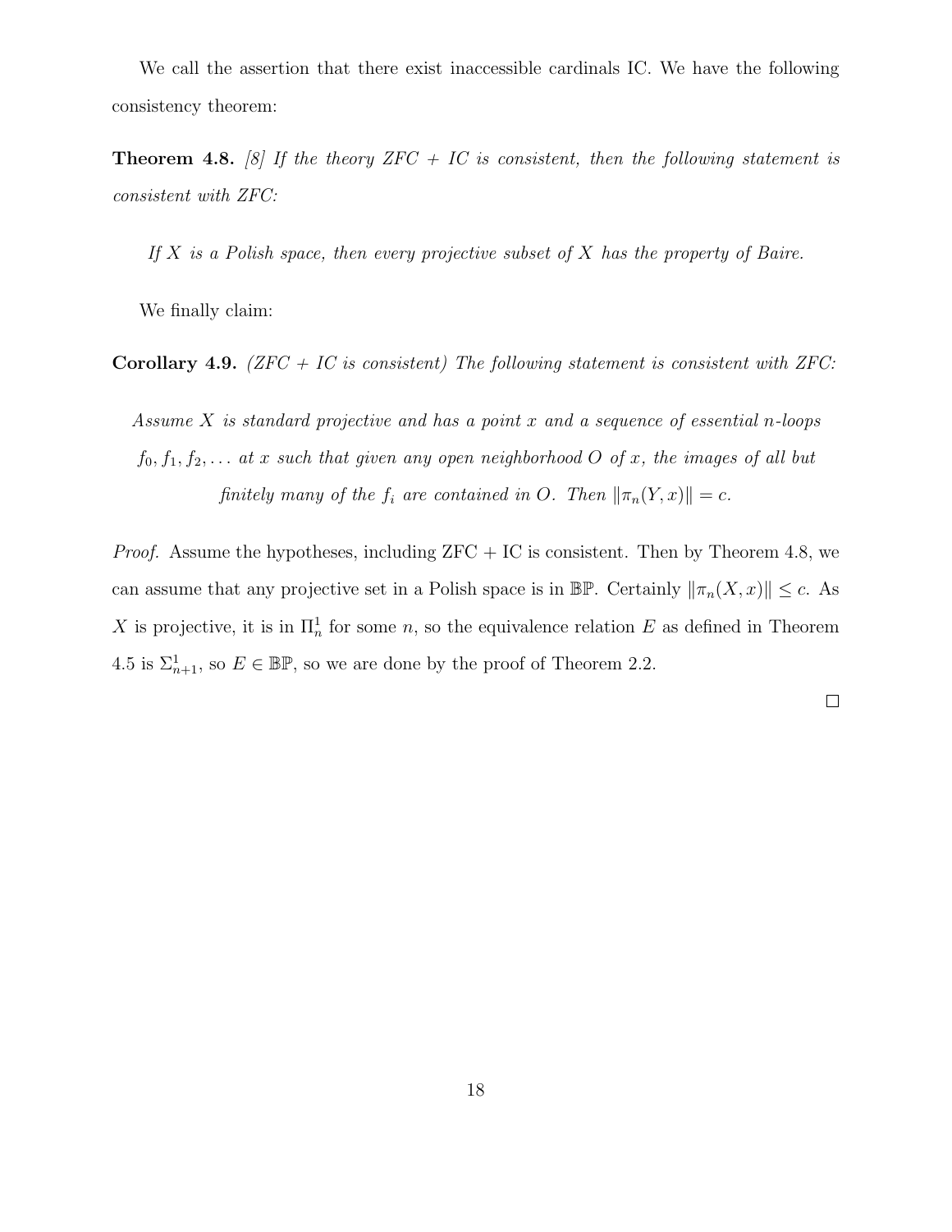We call the assertion that there exist inaccessible cardinals IC. We have the following consistency theorem:

**Theorem 4.8.** *[8] If the theory ZFC + IC is consistent, then the following statement is consistent with ZFC:*

> *If $X$ is a Polish space, then every projective subset of $X$ has the property of Baire.*

We finally claim:

**Corollary 4.9.** *(ZFC + IC is consistent) The following statement is consistent with ZFC:*

> *Assume $X$ is standard projective and has a point $x$ and a sequence of essential $n$-loops $f_0, f_1, f_2, \ldots$ at $x$ such that given any open neighborhood $O$ of $x$, the images of all but finitely many of the $f_i$ are contained in $O$. Then $\|\pi_n(Y, x)\| = c$.*

*Proof.* Assume the hypotheses, including ZFC + IC is consistent. Then by Theorem 4.8, we can assume that any projective set in a Polish space is in $\mathbb{BP}$. Certainly $\|\pi_n(X, x)\| \leq c$. As $X$ is projective, it is in $\Pi^1_n$ for some $n$, so the equivalence relation $E$ as defined in Theorem 4.5 is $\Sigma^1_{n+1}$, so $E \in \mathbb{BP}$, so we are done by the proof of Theorem 2.2.

□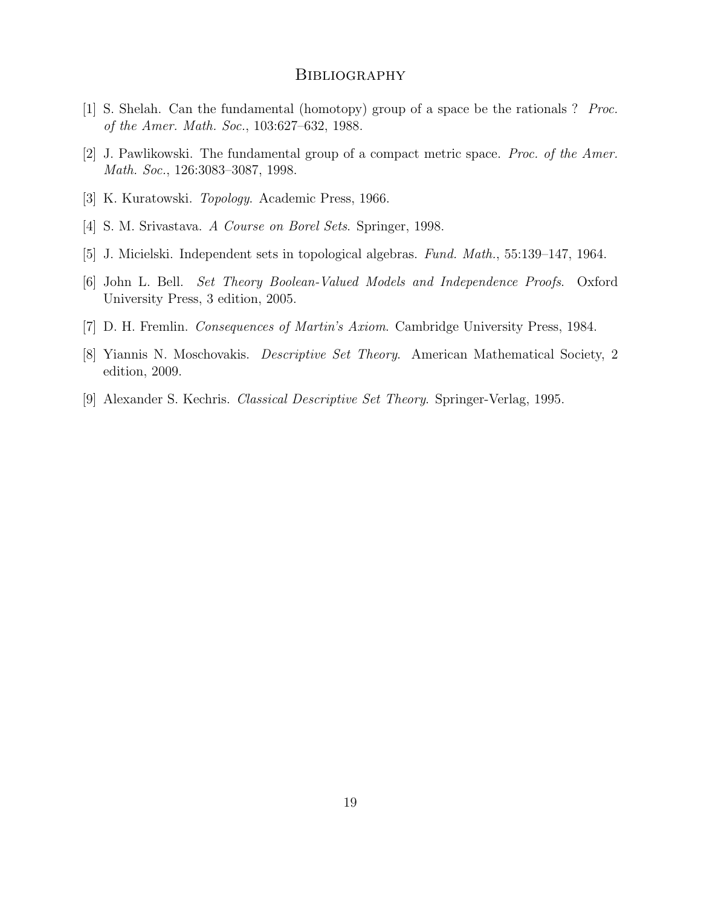# Bibliography

[1] S. Shelah. Can the fundamental (homotopy) group of a space be the rationals ? *Proc. of the Amer. Math. Soc.*, 103:627–632, 1988.

[2] J. Pawlikowski. The fundamental group of a compact metric space. *Proc. of the Amer. Math. Soc.*, 126:3083–3087, 1998.

[3] K. Kuratowski. *Topology*. Academic Press, 1966.

[4] S. M. Srivastava. *A Course on Borel Sets*. Springer, 1998.

[5] J. Micielski. Independent sets in topological algebras. *Fund. Math.*, 55:139–147, 1964.

[6] John L. Bell. *Set Theory Boolean-Valued Models and Independence Proofs*. Oxford University Press, 3 edition, 2005.

[7] D. H. Fremlin. *Consequences of Martin's Axiom*. Cambridge University Press, 1984.

[8] Yiannis N. Moschovakis. *Descriptive Set Theory*. American Mathematical Society, 2 edition, 2009.

[9] Alexander S. Kechris. *Classical Descriptive Set Theory*. Springer-Verlag, 1995.